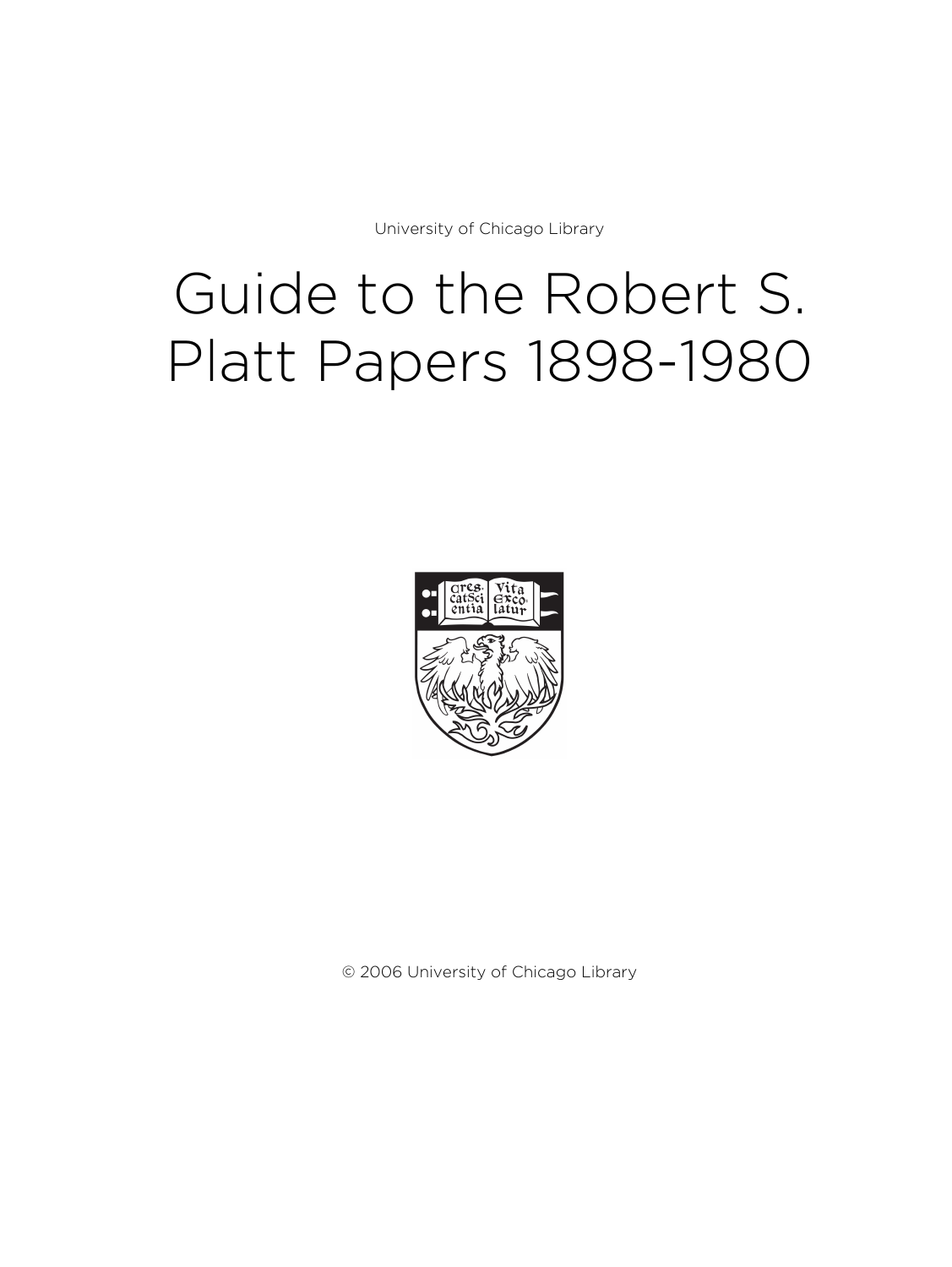University of Chicago Library

# Guide to the Robert S. Platt Papers 1898-1980

© 2006 University of Chicago Library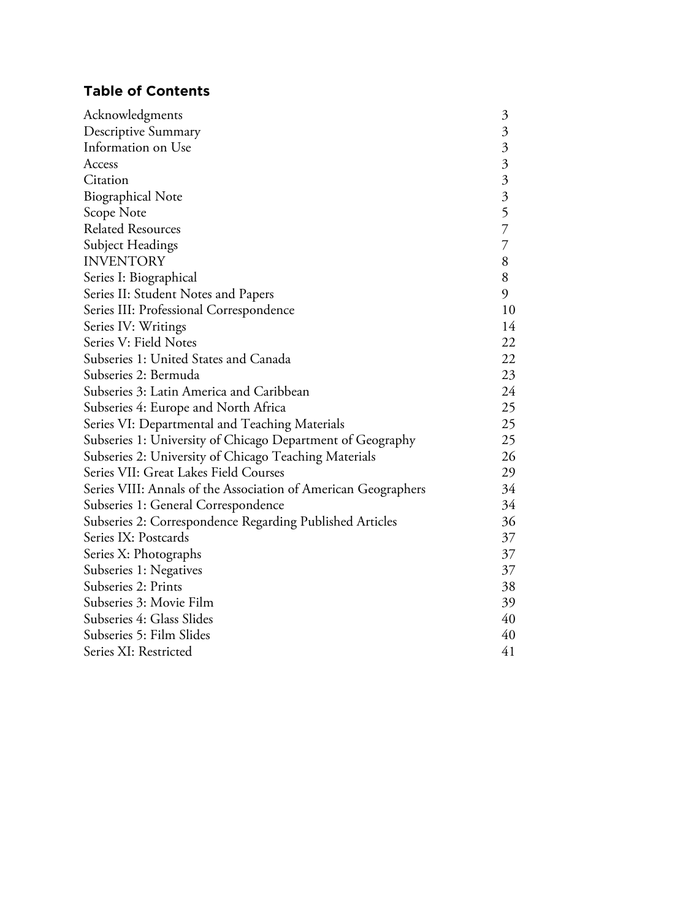## Table of Contents

| | |
|---|---|
| Acknowledgments | 3 |
| Descriptive Summary | 3 |
| Information on Use | 3 |
| Access | 3 |
| Citation | 3 |
| Biographical Note | 3 |
| Scope Note | 5 |
| Related Resources | 7 |
| Subject Headings | 7 |
| INVENTORY | 8 |
| Series I: Biographical | 8 |
| Series II: Student Notes and Papers | 9 |
| Series III: Professional Correspondence | 10 |
| Series IV: Writings | 14 |
| Series V: Field Notes | 22 |
| Subseries 1: United States and Canada | 22 |
| Subseries 2: Bermuda | 23 |
| Subseries 3: Latin America and Caribbean | 24 |
| Subseries 4: Europe and North Africa | 25 |
| Series VI: Departmental and Teaching Materials | 25 |
| Subseries 1: University of Chicago Department of Geography | 25 |
| Subseries 2: University of Chicago Teaching Materials | 26 |
| Series VII: Great Lakes Field Courses | 29 |
| Series VIII: Annals of the Association of American Geographers | 34 |
| Subseries 1: General Correspondence | 34 |
| Subseries 2: Correspondence Regarding Published Articles | 36 |
| Series IX: Postcards | 37 |
| Series X: Photographs | 37 |
| Subseries 1: Negatives | 37 |
| Subseries 2: Prints | 38 |
| Subseries 3: Movie Film | 39 |
| Subseries 4: Glass Slides | 40 |
| Subseries 5: Film Slides | 40 |
| Series XI: Restricted | 41 |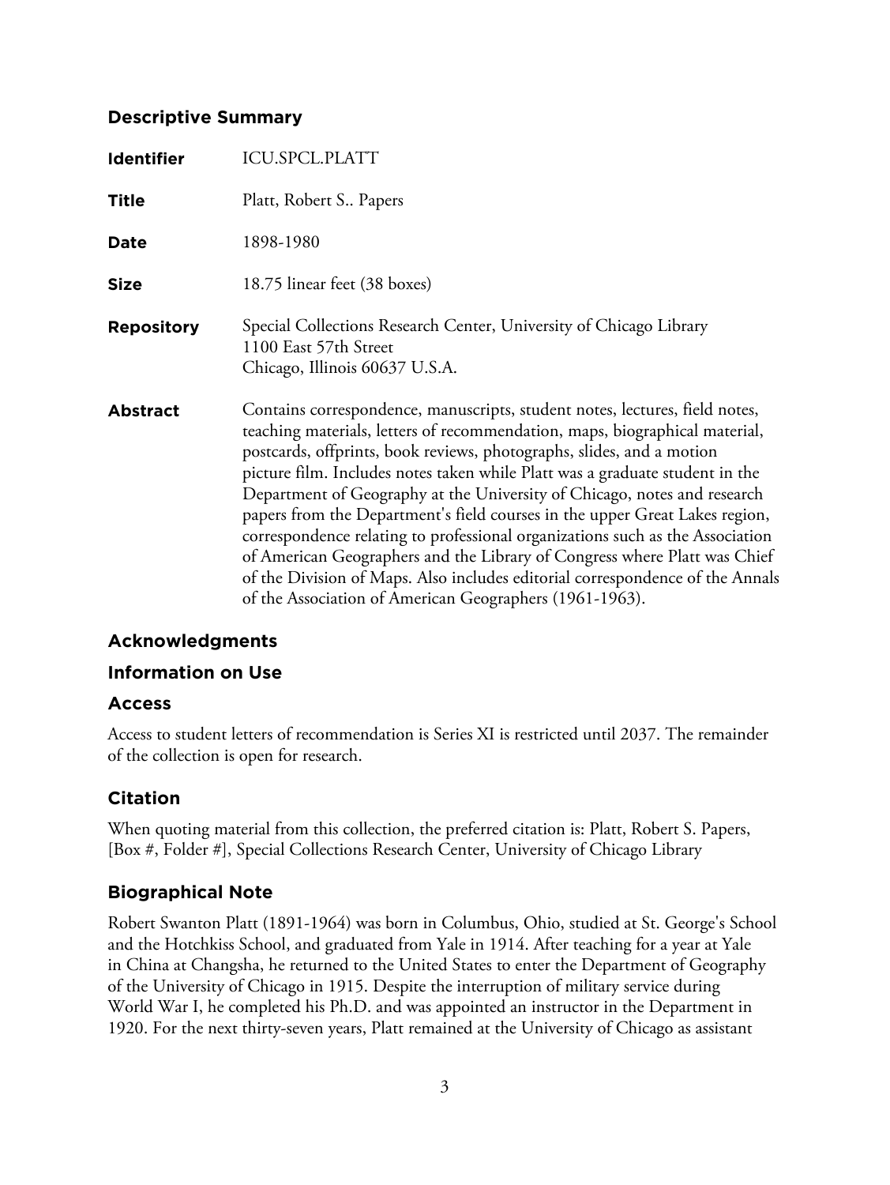## Descriptive Summary

| | |
|---|---|
| **Identifier** | ICU.SPCL.PLATT |
| **Title** | Platt, Robert S.. Papers |
| **Date** | 1898-1980 |
| **Size** | 18.75 linear feet (38 boxes) |
| **Repository** | Special Collections Research Center, University of Chicago Library<br>1100 East 57th Street<br>Chicago, Illinois 60637 U.S.A. |
| **Abstract** | Contains correspondence, manuscripts, student notes, lectures, field notes, teaching materials, letters of recommendation, maps, biographical material, postcards, offprints, book reviews, photographs, slides, and a motion picture film. Includes notes taken while Platt was a graduate student in the Department of Geography at the University of Chicago, notes and research papers from the Department's field courses in the upper Great Lakes region, correspondence relating to professional organizations such as the Association of American Geographers and the Library of Congress where Platt was Chief of the Division of Maps. Also includes editorial correspondence of the Annals of the Association of American Geographers (1961-1963). |

## Acknowledgments

## Information on Use

### Access

Access to student letters of recommendation is Series XI is restricted until 2037. The remainder of the collection is open for research.

### Citation

When quoting material from this collection, the preferred citation is: Platt, Robert S. Papers, [Box #, Folder #], Special Collections Research Center, University of Chicago Library

## Biographical Note

Robert Swanton Platt (1891-1964) was born in Columbus, Ohio, studied at St. George's School and the Hotchkiss School, and graduated from Yale in 1914. After teaching for a year at Yale in China at Changsha, he returned to the United States to enter the Department of Geography of the University of Chicago in 1915. Despite the interruption of military service during World War I, he completed his Ph.D. and was appointed an instructor in the Department in 1920. For the next thirty-seven years, Platt remained at the University of Chicago as assistant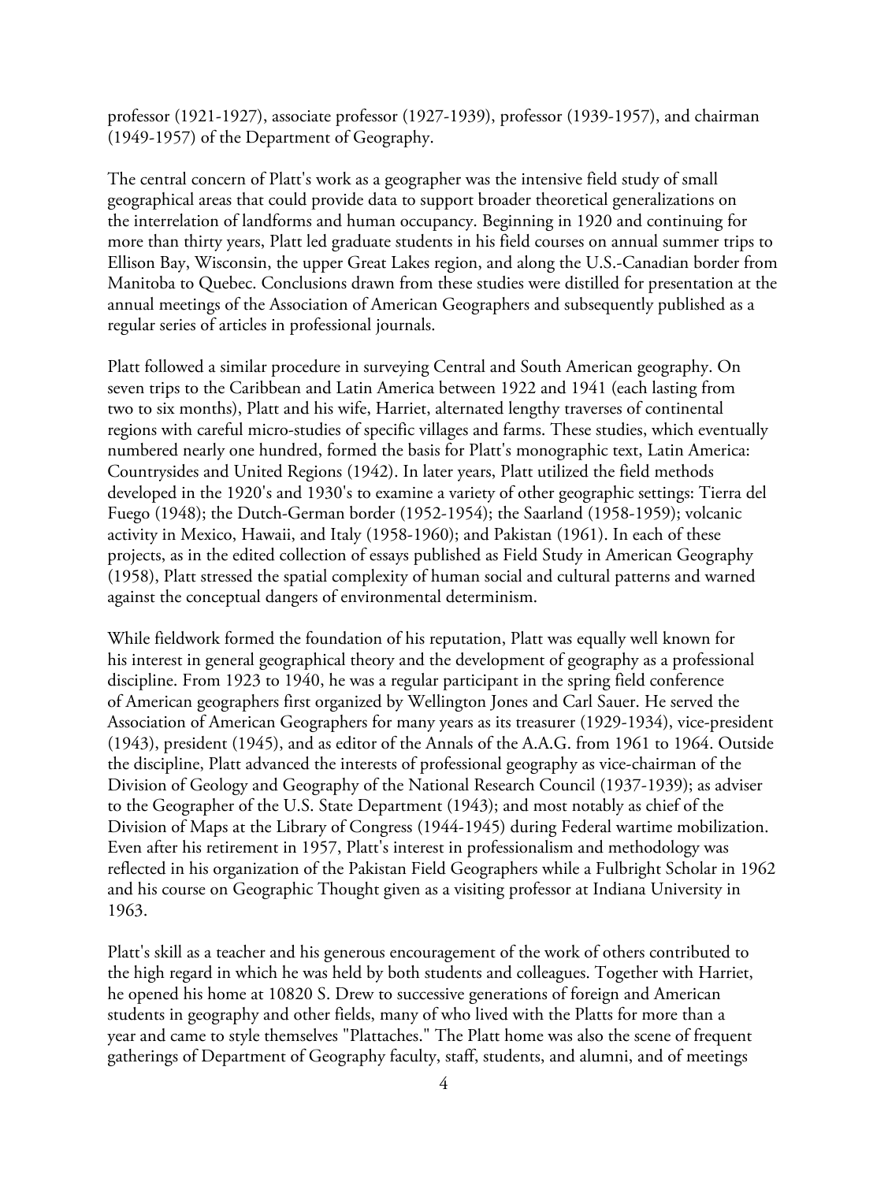professor (1921-1927), associate professor (1927-1939), professor (1939-1957), and chairman (1949-1957) of the Department of Geography.

The central concern of Platt's work as a geographer was the intensive field study of small geographical areas that could provide data to support broader theoretical generalizations on the interrelation of landforms and human occupancy. Beginning in 1920 and continuing for more than thirty years, Platt led graduate students in his field courses on annual summer trips to Ellison Bay, Wisconsin, the upper Great Lakes region, and along the U.S.-Canadian border from Manitoba to Quebec. Conclusions drawn from these studies were distilled for presentation at the annual meetings of the Association of American Geographers and subsequently published as a regular series of articles in professional journals.

Platt followed a similar procedure in surveying Central and South American geography. On seven trips to the Caribbean and Latin America between 1922 and 1941 (each lasting from two to six months), Platt and his wife, Harriet, alternated lengthy traverses of continental regions with careful micro-studies of specific villages and farms. These studies, which eventually numbered nearly one hundred, formed the basis for Platt's monographic text, Latin America: Countrysides and United Regions (1942). In later years, Platt utilized the field methods developed in the 1920's and 1930's to examine a variety of other geographic settings: Tierra del Fuego (1948); the Dutch-German border (1952-1954); the Saarland (1958-1959); volcanic activity in Mexico, Hawaii, and Italy (1958-1960); and Pakistan (1961). In each of these projects, as in the edited collection of essays published as Field Study in American Geography (1958), Platt stressed the spatial complexity of human social and cultural patterns and warned against the conceptual dangers of environmental determinism.

While fieldwork formed the foundation of his reputation, Platt was equally well known for his interest in general geographical theory and the development of geography as a professional discipline. From 1923 to 1940, he was a regular participant in the spring field conference of American geographers first organized by Wellington Jones and Carl Sauer. He served the Association of American Geographers for many years as its treasurer (1929-1934), vice-president (1943), president (1945), and as editor of the Annals of the A.A.G. from 1961 to 1964. Outside the discipline, Platt advanced the interests of professional geography as vice-chairman of the Division of Geology and Geography of the National Research Council (1937-1939); as adviser to the Geographer of the U.S. State Department (1943); and most notably as chief of the Division of Maps at the Library of Congress (1944-1945) during Federal wartime mobilization. Even after his retirement in 1957, Platt's interest in professionalism and methodology was reflected in his organization of the Pakistan Field Geographers while a Fulbright Scholar in 1962 and his course on Geographic Thought given as a visiting professor at Indiana University in 1963.

Platt's skill as a teacher and his generous encouragement of the work of others contributed to the high regard in which he was held by both students and colleagues. Together with Harriet, he opened his home at 10820 S. Drew to successive generations of foreign and American students in geography and other fields, many of who lived with the Platts for more than a year and came to style themselves "Plattaches." The Platt home was also the scene of frequent gatherings of Department of Geography faculty, staff, students, and alumni, and of meetings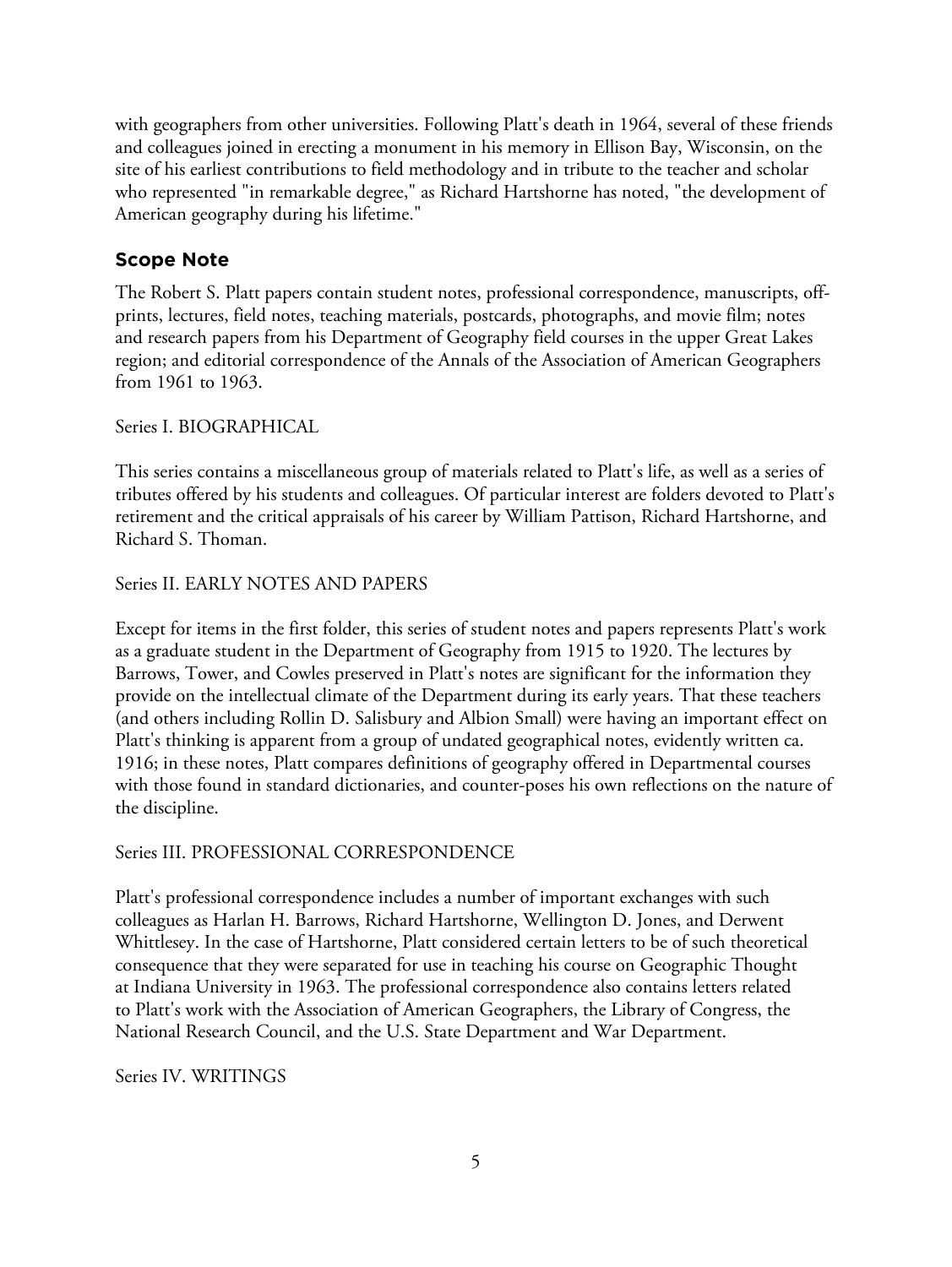with geographers from other universities. Following Platt's death in 1964, several of these friends and colleagues joined in erecting a monument in his memory in Ellison Bay, Wisconsin, on the site of his earliest contributions to field methodology and in tribute to the teacher and scholar who represented "in remarkable degree," as Richard Hartshorne has noted, "the development of American geography during his lifetime."

## Scope Note

The Robert S. Platt papers contain student notes, professional correspondence, manuscripts, off-prints, lectures, field notes, teaching materials, postcards, photographs, and movie film; notes and research papers from his Department of Geography field courses in the upper Great Lakes region; and editorial correspondence of the Annals of the Association of American Geographers from 1961 to 1963.

Series I. BIOGRAPHICAL

This series contains a miscellaneous group of materials related to Platt's life, as well as a series of tributes offered by his students and colleagues. Of particular interest are folders devoted to Platt's retirement and the critical appraisals of his career by William Pattison, Richard Hartshorne, and Richard S. Thoman.

Series II. EARLY NOTES AND PAPERS

Except for items in the first folder, this series of student notes and papers represents Platt's work as a graduate student in the Department of Geography from 1915 to 1920. The lectures by Barrows, Tower, and Cowles preserved in Platt's notes are significant for the information they provide on the intellectual climate of the Department during its early years. That these teachers (and others including Rollin D. Salisbury and Albion Small) were having an important effect on Platt's thinking is apparent from a group of undated geographical notes, evidently written ca. 1916; in these notes, Platt compares definitions of geography offered in Departmental courses with those found in standard dictionaries, and counter-poses his own reflections on the nature of the discipline.

Series III. PROFESSIONAL CORRESPONDENCE

Platt's professional correspondence includes a number of important exchanges with such colleagues as Harlan H. Barrows, Richard Hartshorne, Wellington D. Jones, and Derwent Whittlesey. In the case of Hartshorne, Platt considered certain letters to be of such theoretical consequence that they were separated for use in teaching his course on Geographic Thought at Indiana University in 1963. The professional correspondence also contains letters related to Platt's work with the Association of American Geographers, the Library of Congress, the National Research Council, and the U.S. State Department and War Department.

Series IV. WRITINGS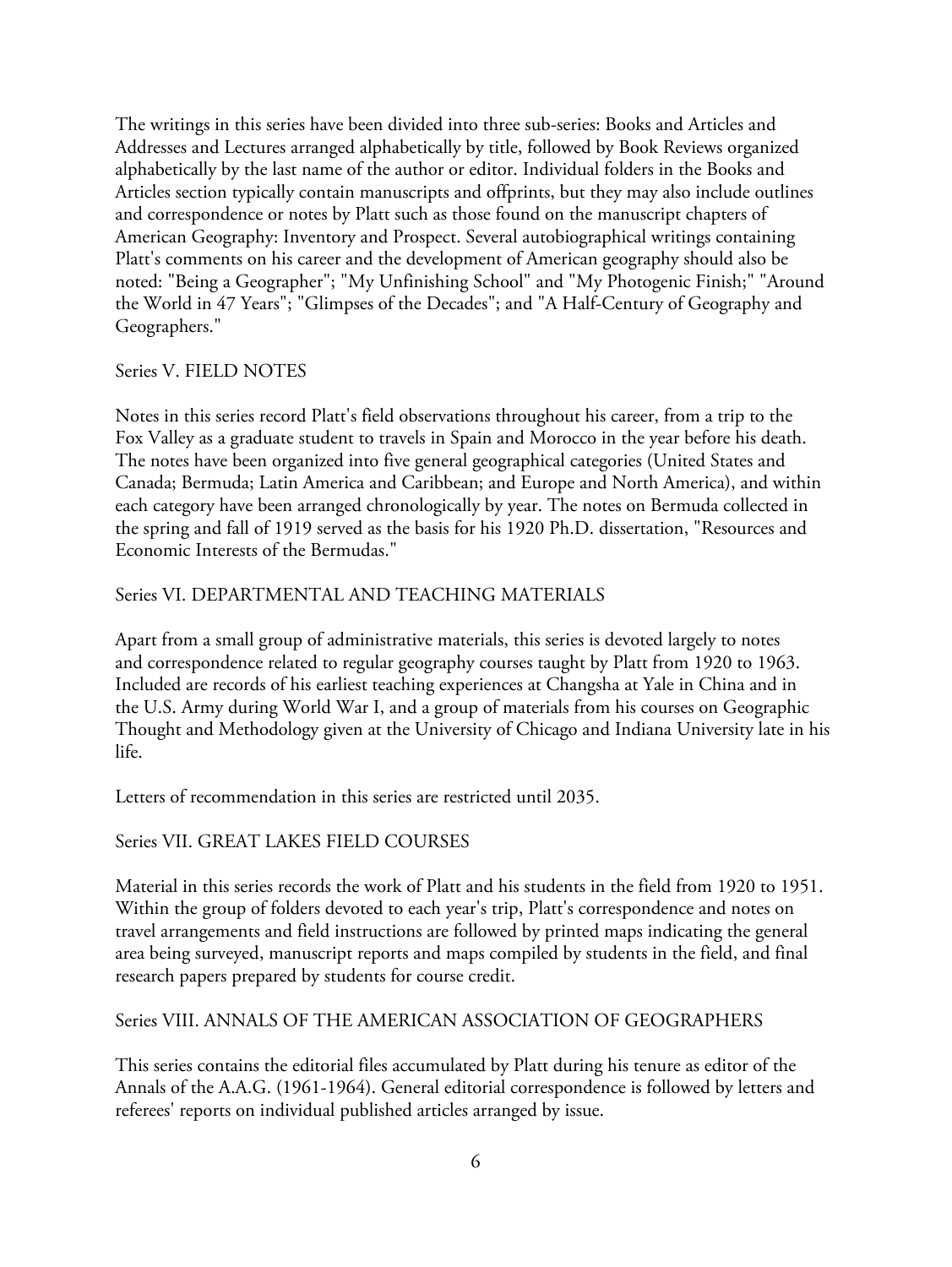The writings in this series have been divided into three sub-series: Books and Articles and Addresses and Lectures arranged alphabetically by title, followed by Book Reviews organized alphabetically by the last name of the author or editor. Individual folders in the Books and Articles section typically contain manuscripts and offprints, but they may also include outlines and correspondence or notes by Platt such as those found on the manuscript chapters of American Geography: Inventory and Prospect. Several autobiographical writings containing Platt's comments on his career and the development of American geography should also be noted: "Being a Geographer"; "My Unfinishing School" and "My Photogenic Finish;" "Around the World in 47 Years"; "Glimpses of the Decades"; and "A Half-Century of Geography and Geographers."

## Series V. FIELD NOTES

Notes in this series record Platt's field observations throughout his career, from a trip to the Fox Valley as a graduate student to travels in Spain and Morocco in the year before his death. The notes have been organized into five general geographical categories (United States and Canada; Bermuda; Latin America and Caribbean; and Europe and North America), and within each category have been arranged chronologically by year. The notes on Bermuda collected in the spring and fall of 1919 served as the basis for his 1920 Ph.D. dissertation, "Resources and Economic Interests of the Bermudas."

## Series VI. DEPARTMENTAL AND TEACHING MATERIALS

Apart from a small group of administrative materials, this series is devoted largely to notes and correspondence related to regular geography courses taught by Platt from 1920 to 1963. Included are records of his earliest teaching experiences at Changsha at Yale in China and in the U.S. Army during World War I, and a group of materials from his courses on Geographic Thought and Methodology given at the University of Chicago and Indiana University late in his life.

Letters of recommendation in this series are restricted until 2035.

## Series VII. GREAT LAKES FIELD COURSES

Material in this series records the work of Platt and his students in the field from 1920 to 1951. Within the group of folders devoted to each year's trip, Platt's correspondence and notes on travel arrangements and field instructions are followed by printed maps indicating the general area being surveyed, manuscript reports and maps compiled by students in the field, and final research papers prepared by students for course credit.

## Series VIII. ANNALS OF THE AMERICAN ASSOCIATION OF GEOGRAPHERS

This series contains the editorial files accumulated by Platt during his tenure as editor of the Annals of the A.A.G. (1961-1964). General editorial correspondence is followed by letters and referees' reports on individual published articles arranged by issue.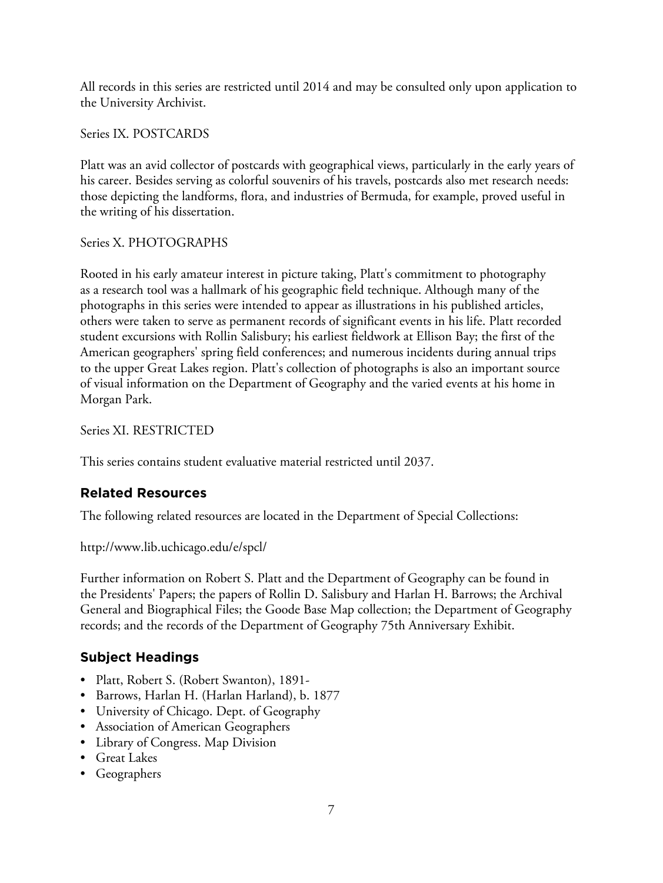All records in this series are restricted until 2014 and may be consulted only upon application to the University Archivist.

Series IX. POSTCARDS

Platt was an avid collector of postcards with geographical views, particularly in the early years of his career. Besides serving as colorful souvenirs of his travels, postcards also met research needs: those depicting the landforms, flora, and industries of Bermuda, for example, proved useful in the writing of his dissertation.

Series X. PHOTOGRAPHS

Rooted in his early amateur interest in picture taking, Platt's commitment to photography as a research tool was a hallmark of his geographic field technique. Although many of the photographs in this series were intended to appear as illustrations in his published articles, others were taken to serve as permanent records of significant events in his life. Platt recorded student excursions with Rollin Salisbury; his earliest fieldwork at Ellison Bay; the first of the American geographers' spring field conferences; and numerous incidents during annual trips to the upper Great Lakes region. Platt's collection of photographs is also an important source of visual information on the Department of Geography and the varied events at his home in Morgan Park.

Series XI. RESTRICTED

This series contains student evaluative material restricted until 2037.

## Related Resources

The following related resources are located in the Department of Special Collections:

http://www.lib.uchicago.edu/e/spcl/

Further information on Robert S. Platt and the Department of Geography can be found in the Presidents' Papers; the papers of Rollin D. Salisbury and Harlan H. Barrows; the Archival General and Biographical Files; the Goode Base Map collection; the Department of Geography records; and the records of the Department of Geography 75th Anniversary Exhibit.

## Subject Headings

- Platt, Robert S. (Robert Swanton), 1891-
- Barrows, Harlan H. (Harlan Harland), b. 1877
- University of Chicago. Dept. of Geography
- Association of American Geographers
- Library of Congress. Map Division
- Great Lakes
- Geographers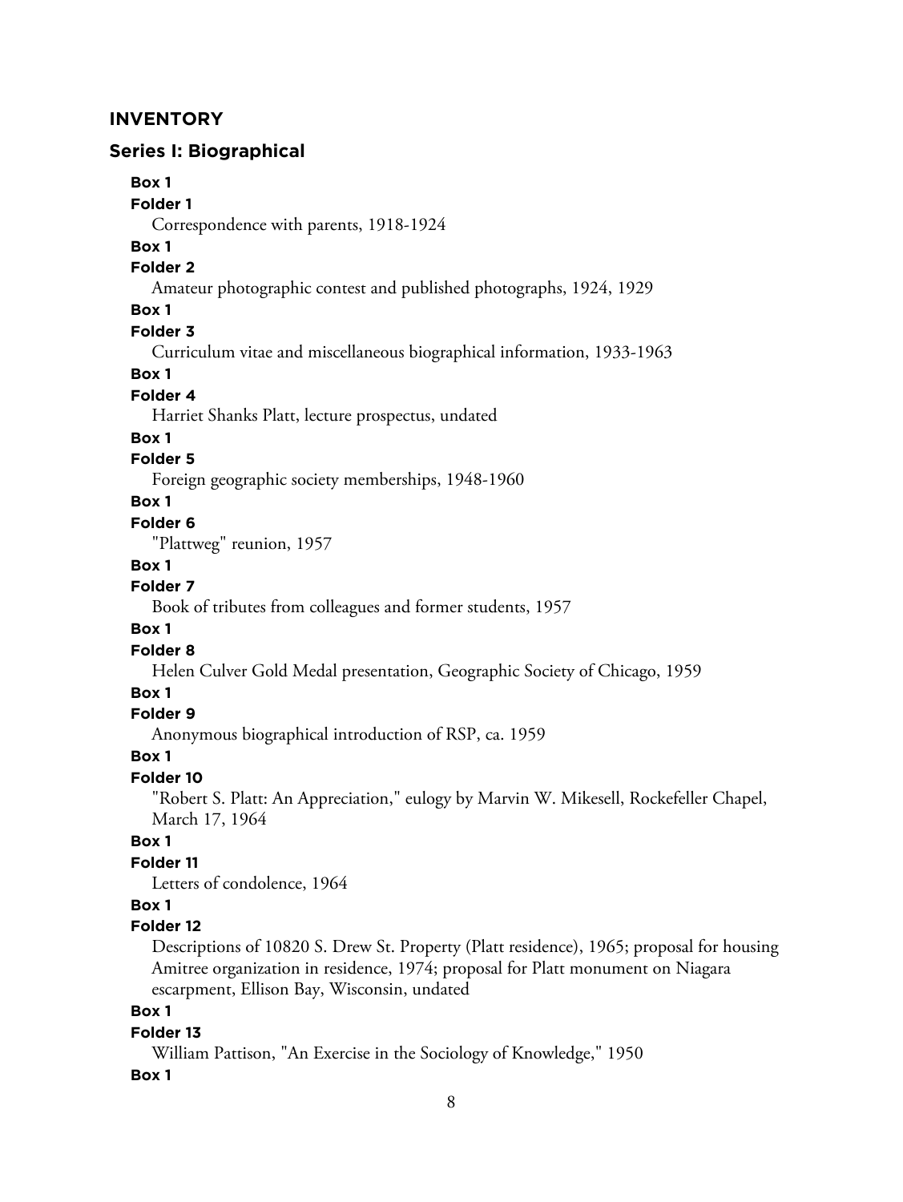## INVENTORY

### Series I: Biographical

**Box 1**
**Folder 1**
Correspondence with parents, 1918-1924

**Box 1**
**Folder 2**
Amateur photographic contest and published photographs, 1924, 1929

**Box 1**
**Folder 3**
Curriculum vitae and miscellaneous biographical information, 1933-1963

**Box 1**
**Folder 4**
Harriet Shanks Platt, lecture prospectus, undated

**Box 1**
**Folder 5**
Foreign geographic society memberships, 1948-1960

**Box 1**
**Folder 6**
"Plattweg" reunion, 1957

**Box 1**
**Folder 7**
Book of tributes from colleagues and former students, 1957

**Box 1**
**Folder 8**
Helen Culver Gold Medal presentation, Geographic Society of Chicago, 1959

**Box 1**
**Folder 9**
Anonymous biographical introduction of RSP, ca. 1959

**Box 1**
**Folder 10**
"Robert S. Platt: An Appreciation," eulogy by Marvin W. Mikesell, Rockefeller Chapel, March 17, 1964

**Box 1**
**Folder 11**
Letters of condolence, 1964

**Box 1**
**Folder 12**
Descriptions of 10820 S. Drew St. Property (Platt residence), 1965; proposal for housing Amitree organization in residence, 1974; proposal for Platt monument on Niagara escarpment, Ellison Bay, Wisconsin, undated

**Box 1**
**Folder 13**
William Pattison, "An Exercise in the Sociology of Knowledge," 1950

**Box 1**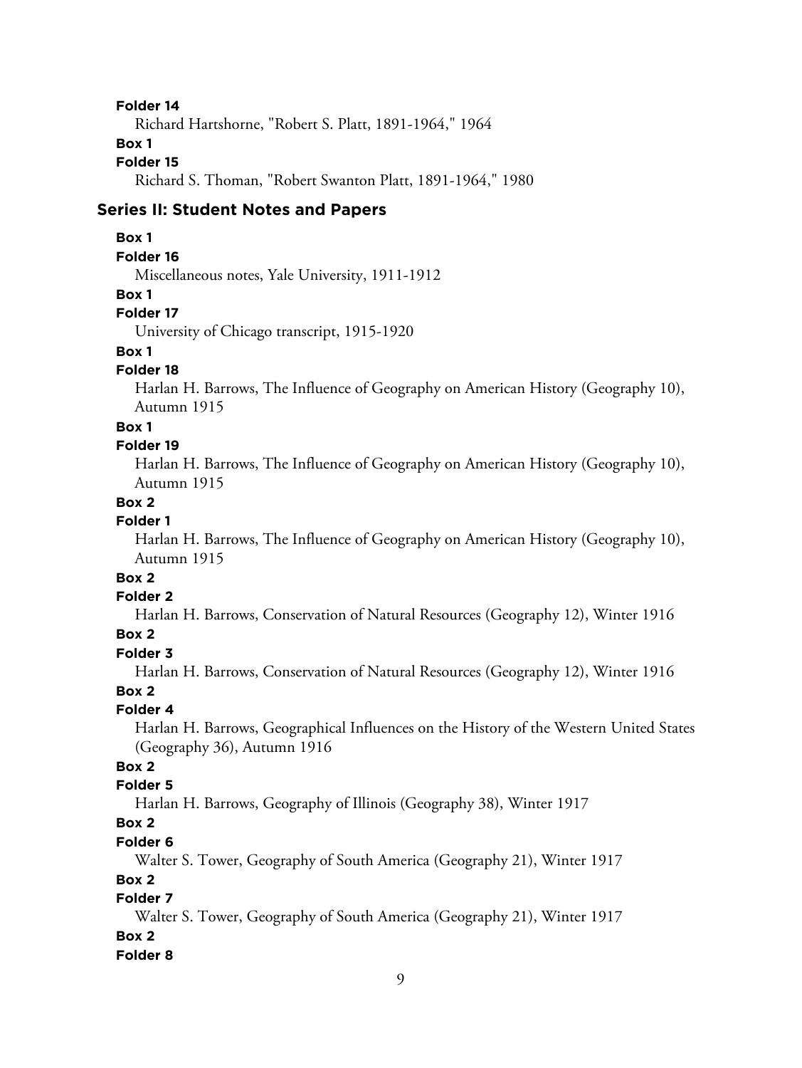**Folder 14**

Richard Hartshorne, "Robert S. Platt, 1891-1964," 1964

**Box 1**

**Folder 15**

Richard S. Thoman, "Robert Swanton Platt, 1891-1964," 1980

## Series II: Student Notes and Papers

**Box 1**

**Folder 16**

Miscellaneous notes, Yale University, 1911-1912

**Box 1**

**Folder 17**

University of Chicago transcript, 1915-1920

**Box 1**

**Folder 18**

Harlan H. Barrows, The Influence of Geography on American History (Geography 10), Autumn 1915

**Box 1**

**Folder 19**

Harlan H. Barrows, The Influence of Geography on American History (Geography 10), Autumn 1915

**Box 2**

**Folder 1**

Harlan H. Barrows, The Influence of Geography on American History (Geography 10), Autumn 1915

**Box 2**

**Folder 2**

Harlan H. Barrows, Conservation of Natural Resources (Geography 12), Winter 1916

**Box 2**

**Folder 3**

Harlan H. Barrows, Conservation of Natural Resources (Geography 12), Winter 1916

**Box 2**

**Folder 4**

Harlan H. Barrows, Geographical Influences on the History of the Western United States (Geography 36), Autumn 1916

**Box 2**

**Folder 5**

Harlan H. Barrows, Geography of Illinois (Geography 38), Winter 1917

**Box 2**

**Folder 6**

Walter S. Tower, Geography of South America (Geography 21), Winter 1917

**Box 2**

**Folder 7**

Walter S. Tower, Geography of South America (Geography 21), Winter 1917

**Box 2**

**Folder 8**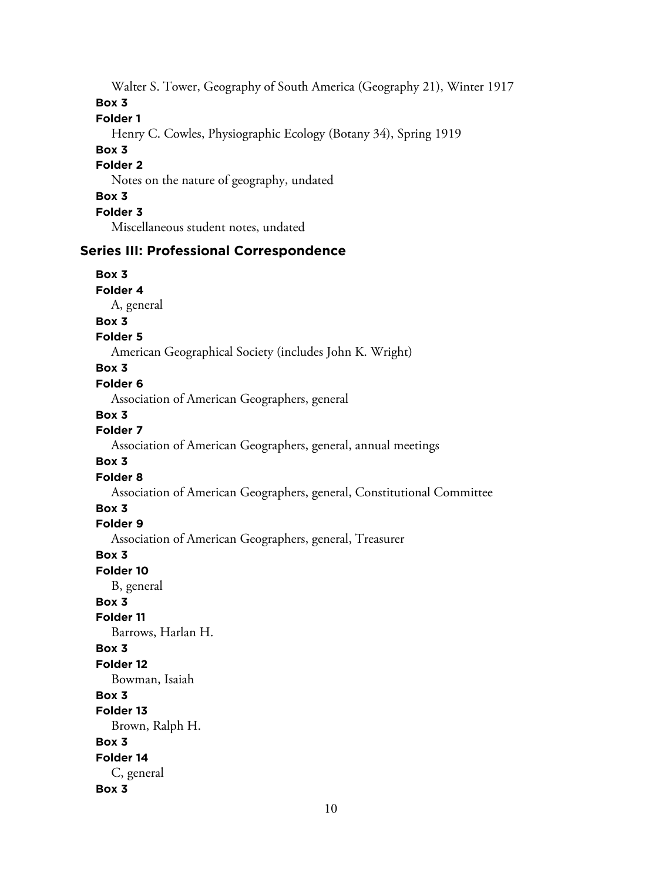Walter S. Tower, Geography of South America (Geography 21), Winter 1917

**Box 3**

**Folder 1**

Henry C. Cowles, Physiographic Ecology (Botany 34), Spring 1919

**Box 3**

**Folder 2**

Notes on the nature of geography, undated

**Box 3**

**Folder 3**

Miscellaneous student notes, undated

## Series III: Professional Correspondence

**Box 3**

**Folder 4**

A, general

**Box 3**

**Folder 5**

American Geographical Society (includes John K. Wright)

**Box 3**

**Folder 6**

Association of American Geographers, general

**Box 3**

**Folder 7**

Association of American Geographers, general, annual meetings

**Box 3**

**Folder 8**

Association of American Geographers, general, Constitutional Committee

**Box 3**

**Folder 9**

Association of American Geographers, general, Treasurer

**Box 3**

**Folder 10**

B, general

**Box 3**

**Folder 11**

Barrows, Harlan H.

**Box 3**

**Folder 12**

Bowman, Isaiah

**Box 3**

**Folder 13**

Brown, Ralph H.

**Box 3**

**Folder 14**

C, general

**Box 3**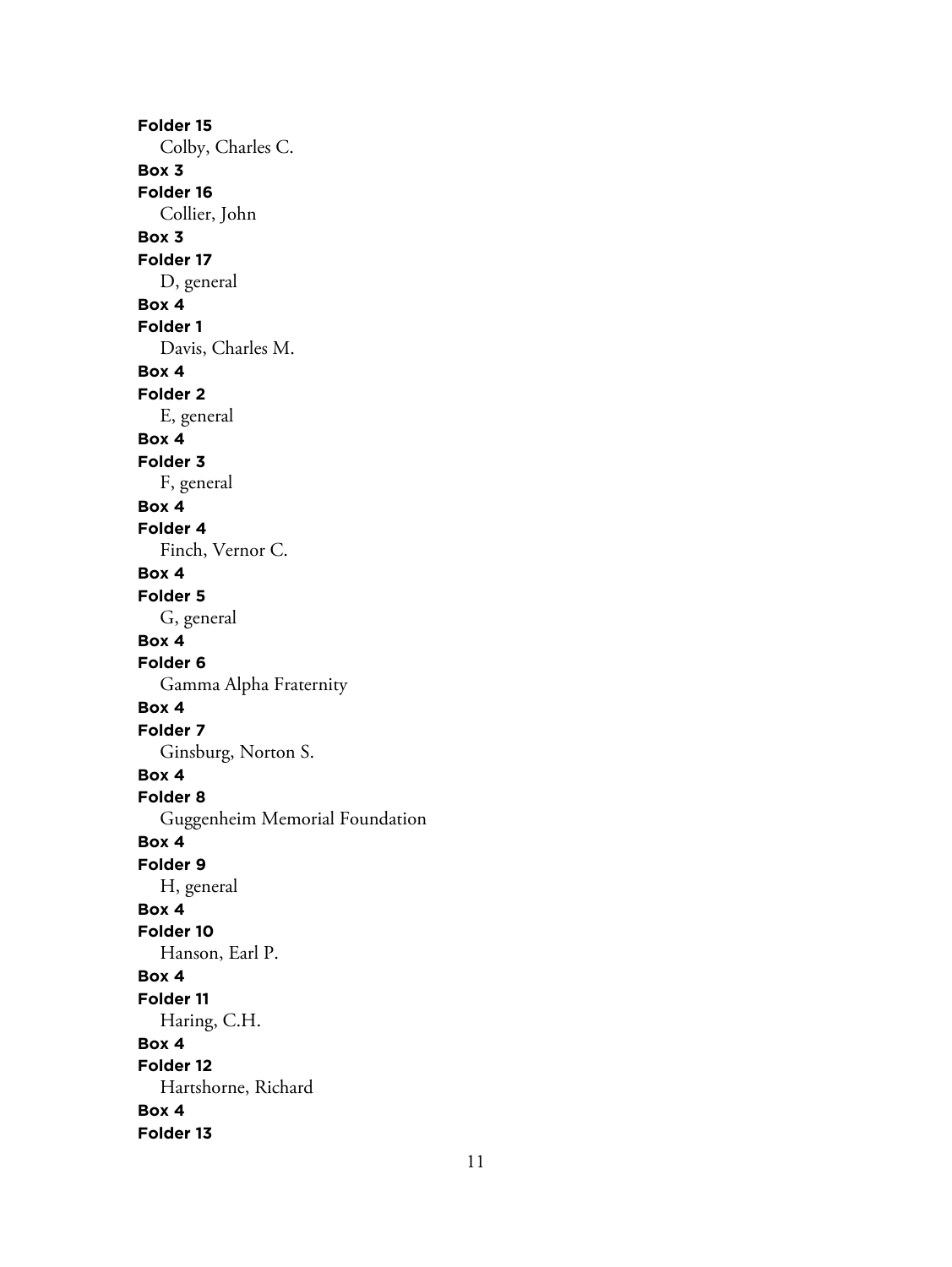**Folder 15**

Colby, Charles C.

**Box 3**

**Folder 16**

Collier, John

**Box 3**

**Folder 17**

D, general

**Box 4**

**Folder 1**

Davis, Charles M.

**Box 4**

**Folder 2**

E, general

**Box 4**

**Folder 3**

F, general

**Box 4**

**Folder 4**

Finch, Vernor C.

**Box 4**

**Folder 5**

G, general

**Box 4**

**Folder 6**

Gamma Alpha Fraternity

**Box 4**

**Folder 7**

Ginsburg, Norton S.

**Box 4**

**Folder 8**

Guggenheim Memorial Foundation

**Box 4**

**Folder 9**

H, general

**Box 4**

**Folder 10**

Hanson, Earl P.

**Box 4**

**Folder 11**

Haring, C.H.

**Box 4**

**Folder 12**

Hartshorne, Richard

**Box 4**

**Folder 13**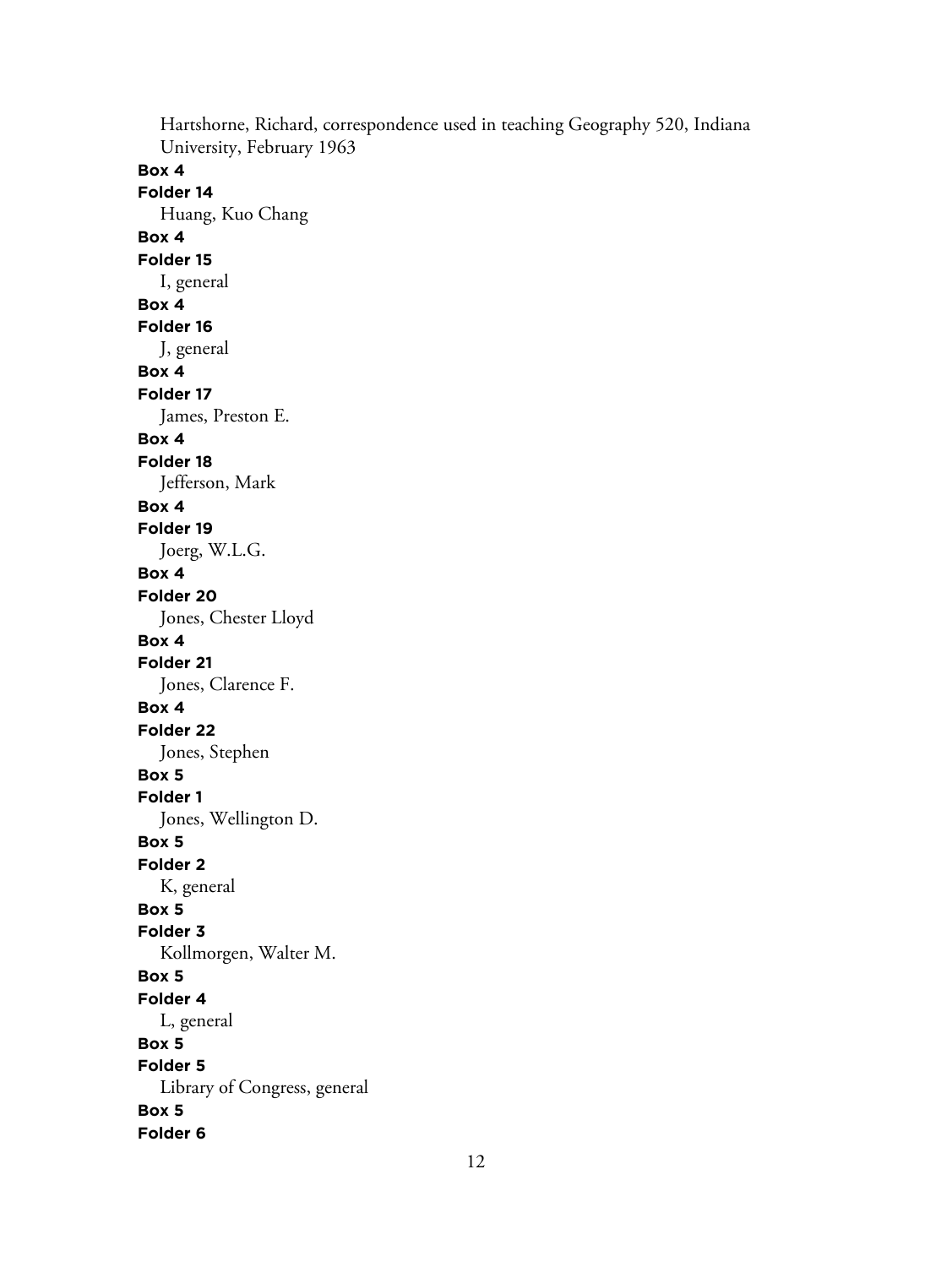Hartshorne, Richard, correspondence used in teaching Geography 520, Indiana University, February 1963

**Box 4**

**Folder 14**

Huang, Kuo Chang

**Box 4**

**Folder 15**

I, general

**Box 4**

**Folder 16**

J, general

**Box 4**

**Folder 17**

James, Preston E.

**Box 4**

**Folder 18**

Jefferson, Mark

**Box 4**

**Folder 19**

Joerg, W.L.G.

**Box 4**

**Folder 20**

Jones, Chester Lloyd

**Box 4**

**Folder 21**

Jones, Clarence F.

**Box 4**

**Folder 22**

Jones, Stephen

**Box 5**

**Folder 1**

Jones, Wellington D.

**Box 5**

**Folder 2**

K, general

**Box 5**

**Folder 3**

Kollmorgen, Walter M.

**Box 5**

**Folder 4**

L, general

**Box 5**

**Folder 5**

Library of Congress, general

**Box 5**

**Folder 6**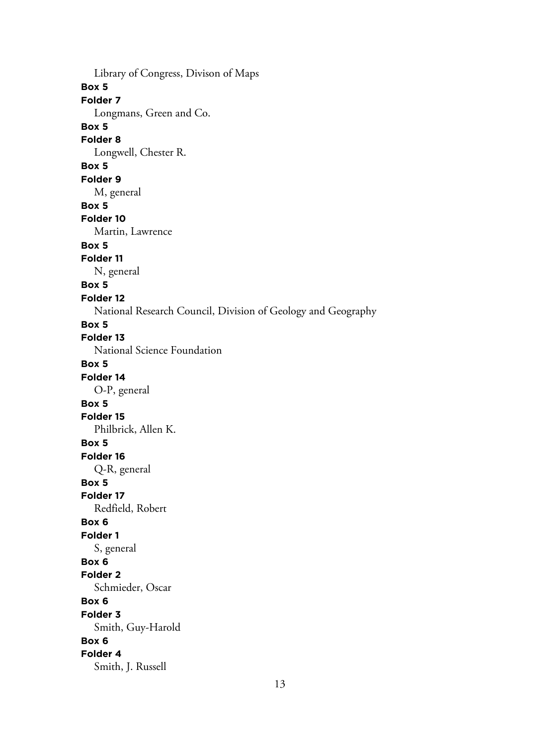Library of Congress, Divison of Maps

**Box 5**

**Folder 7**

Longmans, Green and Co.

**Box 5**

**Folder 8**

Longwell, Chester R.

**Box 5**

**Folder 9**

M, general

**Box 5**

**Folder 10**

Martin, Lawrence

**Box 5**

**Folder 11**

N, general

**Box 5**

**Folder 12**

National Research Council, Division of Geology and Geography

**Box 5**

**Folder 13**

National Science Foundation

**Box 5**

**Folder 14**

O-P, general

**Box 5**

**Folder 15**

Philbrick, Allen K.

**Box 5**

**Folder 16**

Q-R, general

**Box 5**

**Folder 17**

Redfield, Robert

**Box 6**

**Folder 1**

S, general

**Box 6**

**Folder 2**

Schmieder, Oscar

**Box 6**

**Folder 3**

Smith, Guy-Harold

**Box 6**

**Folder 4**

Smith, J. Russell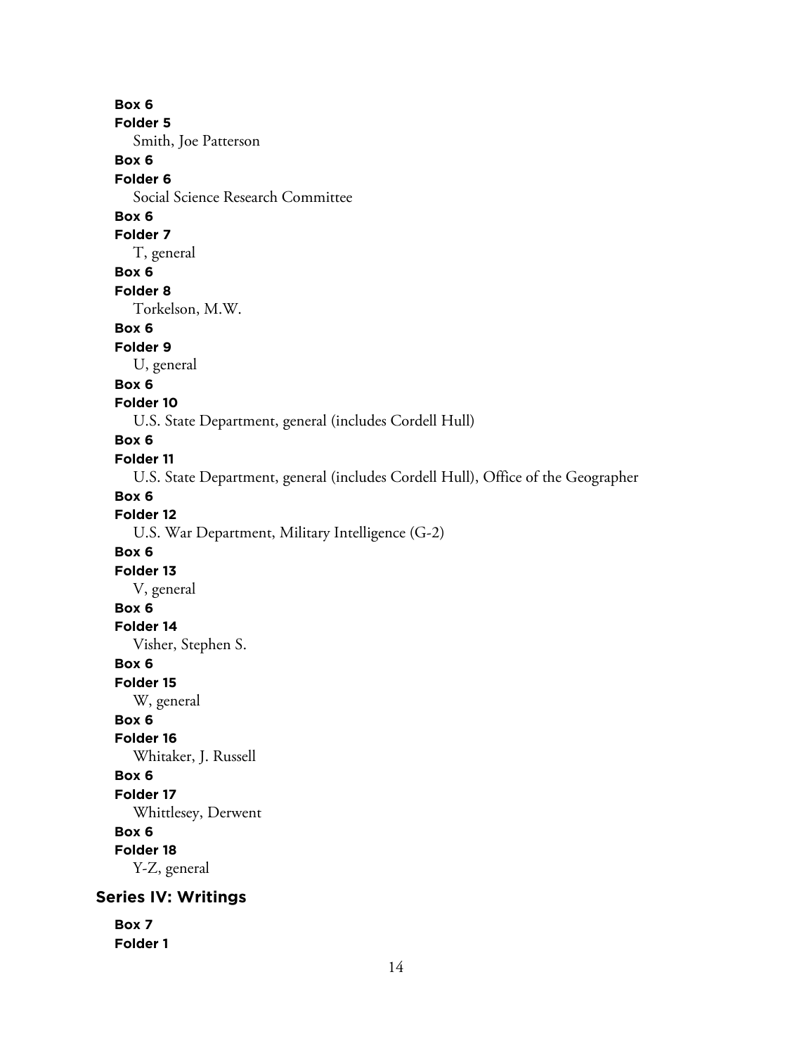**Box 6**
**Folder 5**
Smith, Joe Patterson

**Box 6**
**Folder 6**
Social Science Research Committee

**Box 6**
**Folder 7**
T, general

**Box 6**
**Folder 8**
Torkelson, M.W.

**Box 6**
**Folder 9**
U, general

**Box 6**
**Folder 10**
U.S. State Department, general (includes Cordell Hull)

**Box 6**
**Folder 11**
U.S. State Department, general (includes Cordell Hull), Office of the Geographer

**Box 6**
**Folder 12**
U.S. War Department, Military Intelligence (G-2)

**Box 6**
**Folder 13**
V, general

**Box 6**
**Folder 14**
Visher, Stephen S.

**Box 6**
**Folder 15**
W, general

**Box 6**
**Folder 16**
Whitaker, J. Russell

**Box 6**
**Folder 17**
Whittlesey, Derwent

**Box 6**
**Folder 18**
Y-Z, general

## Series IV: Writings

**Box 7**
**Folder 1**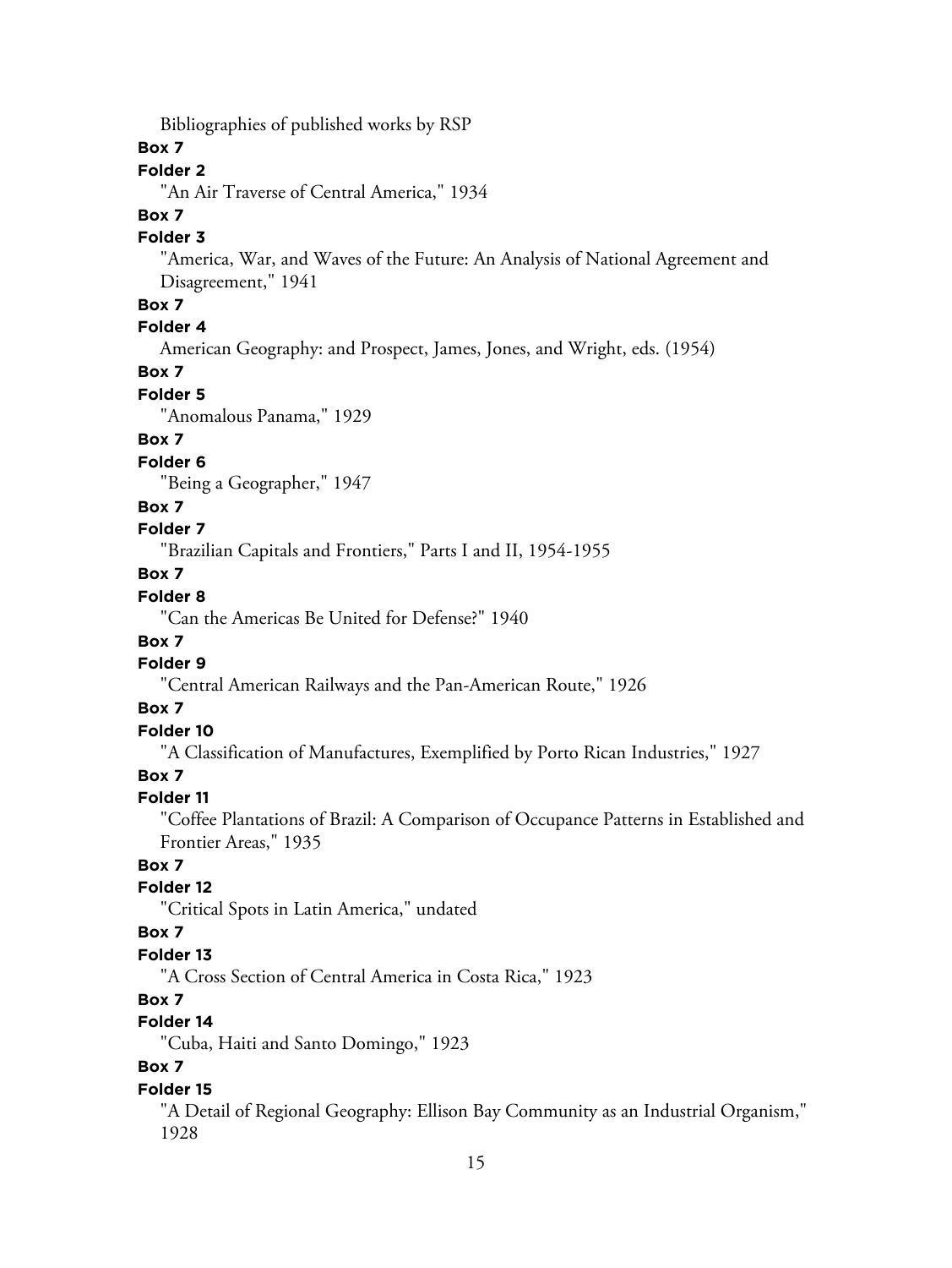Bibliographies of published works by RSP

**Box 7**

**Folder 2**

"An Air Traverse of Central America," 1934

**Box 7**

**Folder 3**

"America, War, and Waves of the Future: An Analysis of National Agreement and Disagreement," 1941

**Box 7**

**Folder 4**

American Geography: and Prospect, James, Jones, and Wright, eds. (1954)

**Box 7**

**Folder 5**

"Anomalous Panama," 1929

**Box 7**

**Folder 6**

"Being a Geographer," 1947

**Box 7**

**Folder 7**

"Brazilian Capitals and Frontiers," Parts I and II, 1954-1955

**Box 7**

**Folder 8**

"Can the Americas Be United for Defense?" 1940

**Box 7**

**Folder 9**

"Central American Railways and the Pan-American Route," 1926

**Box 7**

**Folder 10**

"A Classification of Manufactures, Exemplified by Porto Rican Industries," 1927

**Box 7**

**Folder 11**

"Coffee Plantations of Brazil: A Comparison of Occupance Patterns in Established and Frontier Areas," 1935

**Box 7**

**Folder 12**

"Critical Spots in Latin America," undated

**Box 7**

**Folder 13**

"A Cross Section of Central America in Costa Rica," 1923

**Box 7**

**Folder 14**

"Cuba, Haiti and Santo Domingo," 1923

**Box 7**

**Folder 15**

"A Detail of Regional Geography: Ellison Bay Community as an Industrial Organism," 1928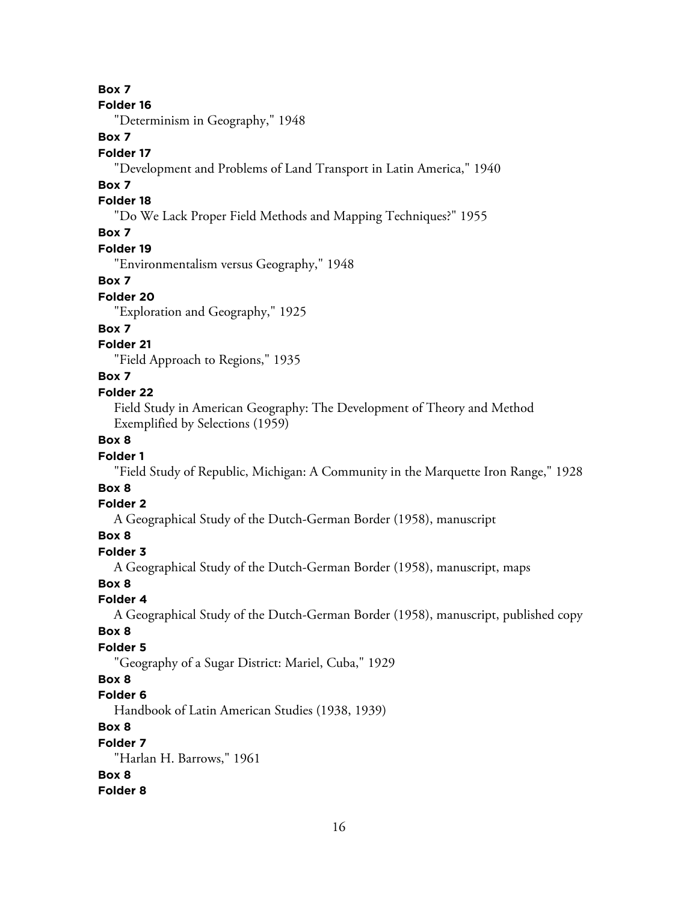**Box 7**

**Folder 16**

"Determinism in Geography," 1948

**Box 7**

**Folder 17**

"Development and Problems of Land Transport in Latin America," 1940

**Box 7**

**Folder 18**

"Do We Lack Proper Field Methods and Mapping Techniques?" 1955

**Box 7**

**Folder 19**

"Environmentalism versus Geography," 1948

**Box 7**

**Folder 20**

"Exploration and Geography," 1925

**Box 7**

**Folder 21**

"Field Approach to Regions," 1935

**Box 7**

**Folder 22**

Field Study in American Geography: The Development of Theory and Method Exemplified by Selections (1959)

**Box 8**

**Folder 1**

"Field Study of Republic, Michigan: A Community in the Marquette Iron Range," 1928

**Box 8**

**Folder 2**

A Geographical Study of the Dutch-German Border (1958), manuscript

**Box 8**

**Folder 3**

A Geographical Study of the Dutch-German Border (1958), manuscript, maps

**Box 8**

**Folder 4**

A Geographical Study of the Dutch-German Border (1958), manuscript, published copy

**Box 8**

**Folder 5**

"Geography of a Sugar District: Mariel, Cuba," 1929

**Box 8**

**Folder 6**

Handbook of Latin American Studies (1938, 1939)

**Box 8**

**Folder 7**

"Harlan H. Barrows," 1961

**Box 8**

**Folder 8**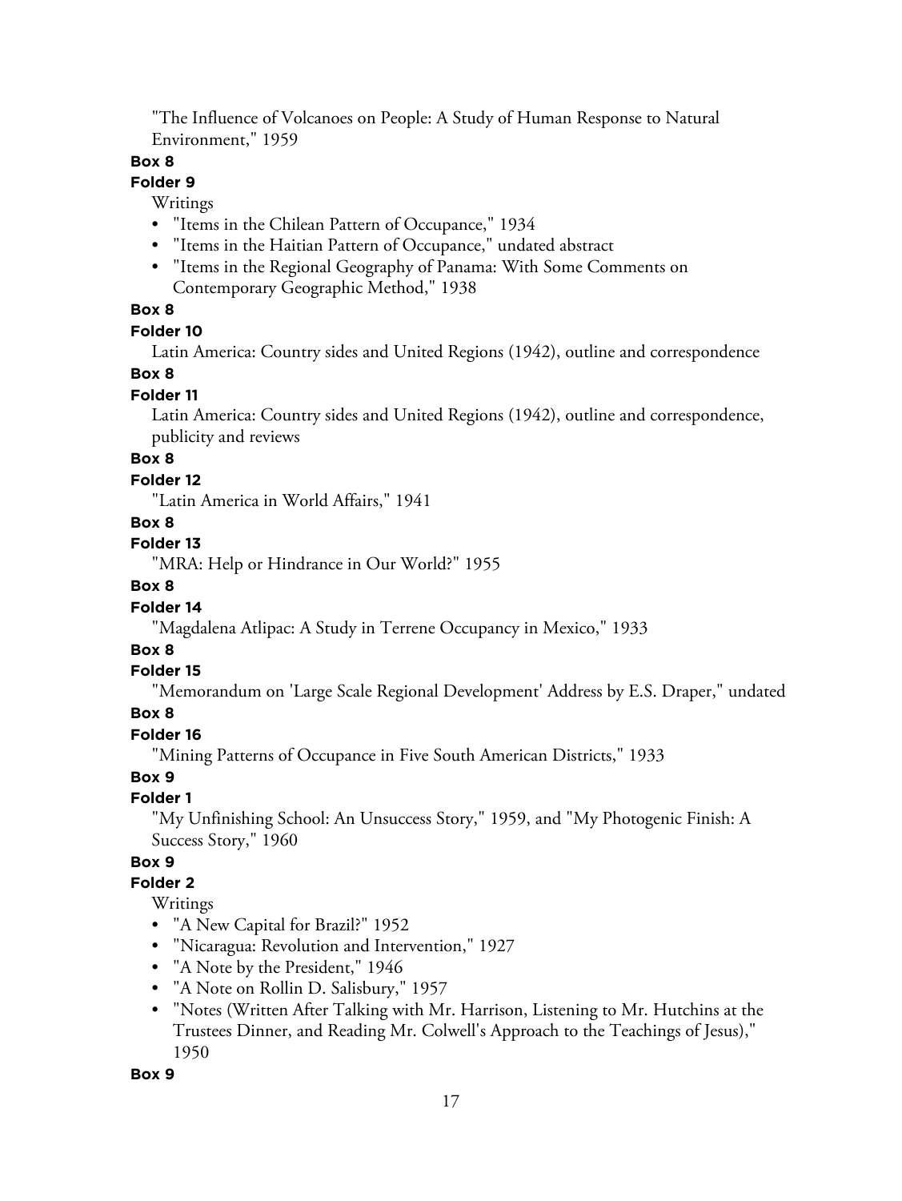"The Influence of Volcanoes on People: A Study of Human Response to Natural Environment," 1959

**Box 8**

**Folder 9**

Writings

- "Items in the Chilean Pattern of Occupance," 1934
- "Items in the Haitian Pattern of Occupance," undated abstract
- "Items in the Regional Geography of Panama: With Some Comments on Contemporary Geographic Method," 1938

**Box 8**

**Folder 10**

Latin America: Country sides and United Regions (1942), outline and correspondence

**Box 8**

**Folder 11**

Latin America: Country sides and United Regions (1942), outline and correspondence, publicity and reviews

**Box 8**

**Folder 12**

"Latin America in World Affairs," 1941

**Box 8**

**Folder 13**

"MRA: Help or Hindrance in Our World?" 1955

**Box 8**

**Folder 14**

"Magdalena Atlipac: A Study in Terrene Occupancy in Mexico," 1933

**Box 8**

**Folder 15**

"Memorandum on 'Large Scale Regional Development' Address by E.S. Draper," undated

**Box 8**

**Folder 16**

"Mining Patterns of Occupance in Five South American Districts," 1933

**Box 9**

**Folder 1**

"My Unfinishing School: An Unsuccess Story," 1959, and "My Photogenic Finish: A Success Story," 1960

**Box 9**

**Folder 2**

Writings

- "A New Capital for Brazil?" 1952
- "Nicaragua: Revolution and Intervention," 1927
- "A Note by the President," 1946
- "A Note on Rollin D. Salisbury," 1957
- "Notes (Written After Talking with Mr. Harrison, Listening to Mr. Hutchins at the Trustees Dinner, and Reading Mr. Colwell's Approach to the Teachings of Jesus)," 1950

**Box 9**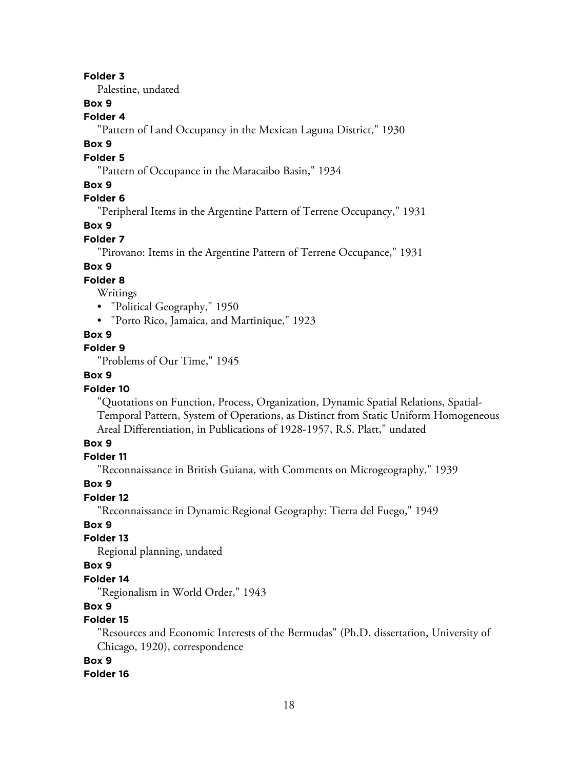**Folder 3**

Palestine, undated

**Box 9**

**Folder 4**

"Pattern of Land Occupancy in the Mexican Laguna District," 1930

**Box 9**

**Folder 5**

"Pattern of Occupance in the Maracaibo Basin," 1934

**Box 9**

**Folder 6**

"Peripheral Items in the Argentine Pattern of Terrene Occupancy," 1931

**Box 9**

**Folder 7**

"Pirovano: Items in the Argentine Pattern of Terrene Occupance," 1931

**Box 9**

**Folder 8**

Writings

- "Political Geography," 1950
- "Porto Rico, Jamaica, and Martinique," 1923

**Box 9**

**Folder 9**

"Problems of Our Time," 1945

**Box 9**

**Folder 10**

"Quotations on Function, Process, Organization, Dynamic Spatial Relations, Spatial-Temporal Pattern, System of Operations, as Distinct from Static Uniform Homogeneous Areal Differentiation, in Publications of 1928-1957, R.S. Platt," undated

**Box 9**

**Folder 11**

"Reconnaissance in British Guiana, with Comments on Microgeography," 1939

**Box 9**

**Folder 12**

"Reconnaissance in Dynamic Regional Geography: Tierra del Fuego," 1949

**Box 9**

**Folder 13**

Regional planning, undated

**Box 9**

**Folder 14**

"Regionalism in World Order," 1943

**Box 9**

**Folder 15**

"Resources and Economic Interests of the Bermudas" (Ph.D. dissertation, University of Chicago, 1920), correspondence

**Box 9**

**Folder 16**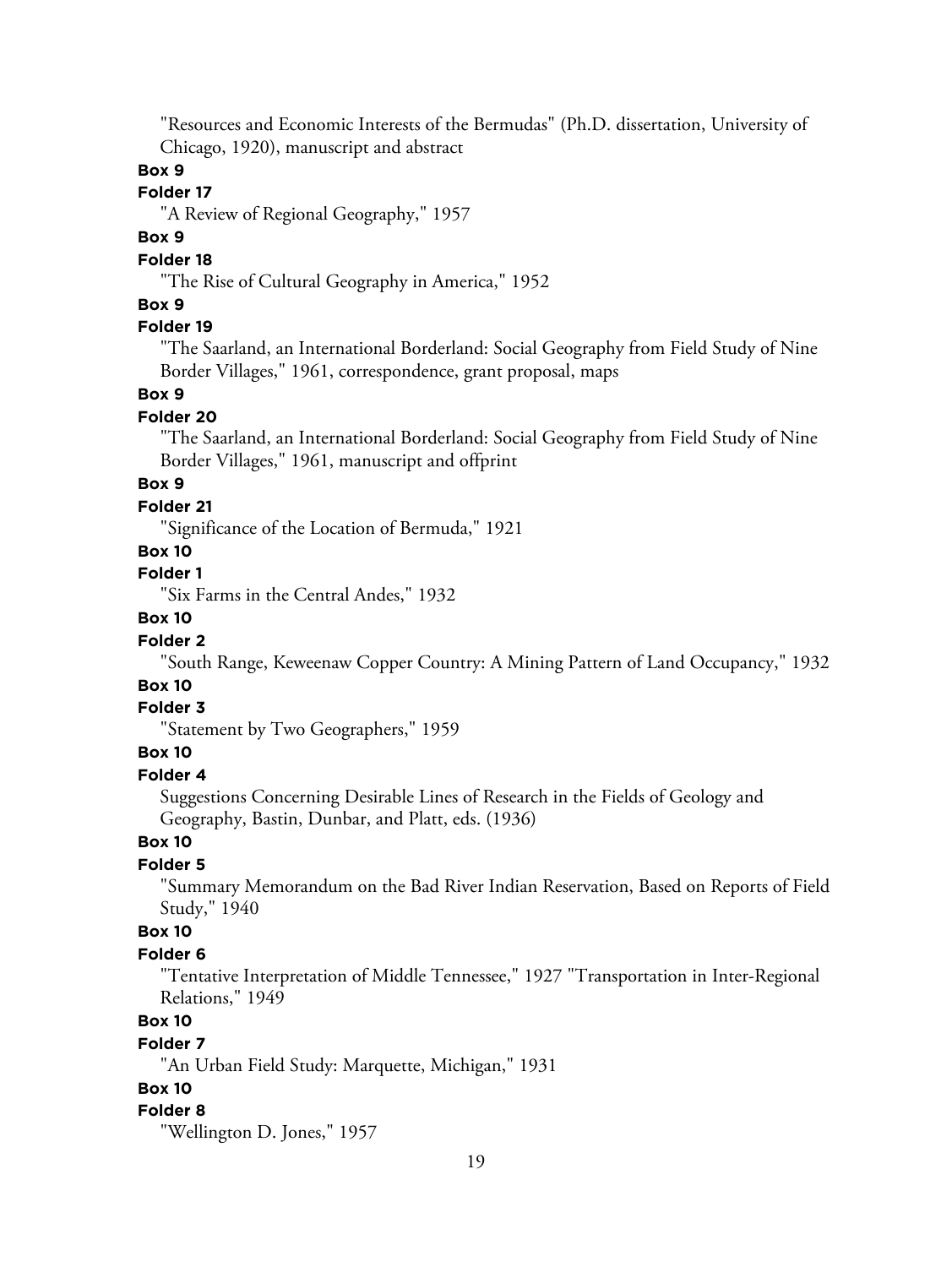"Resources and Economic Interests of the Bermudas" (Ph.D. dissertation, University of Chicago, 1920), manuscript and abstract

**Box 9**

**Folder 17**

"A Review of Regional Geography," 1957

**Box 9**

**Folder 18**

"The Rise of Cultural Geography in America," 1952

**Box 9**

**Folder 19**

"The Saarland, an International Borderland: Social Geography from Field Study of Nine Border Villages," 1961, correspondence, grant proposal, maps

**Box 9**

**Folder 20**

"The Saarland, an International Borderland: Social Geography from Field Study of Nine Border Villages," 1961, manuscript and offprint

**Box 9**

**Folder 21**

"Significance of the Location of Bermuda," 1921

**Box 10**

**Folder 1**

"Six Farms in the Central Andes," 1932

**Box 10**

**Folder 2**

"South Range, Keweenaw Copper Country: A Mining Pattern of Land Occupancy," 1932

**Box 10**

**Folder 3**

"Statement by Two Geographers," 1959

**Box 10**

**Folder 4**

Suggestions Concerning Desirable Lines of Research in the Fields of Geology and Geography, Bastin, Dunbar, and Platt, eds. (1936)

**Box 10**

**Folder 5**

"Summary Memorandum on the Bad River Indian Reservation, Based on Reports of Field Study," 1940

**Box 10**

**Folder 6**

"Tentative Interpretation of Middle Tennessee," 1927 "Transportation in Inter-Regional Relations," 1949

**Box 10**

**Folder 7**

"An Urban Field Study: Marquette, Michigan," 1931

**Box 10**

**Folder 8**

"Wellington D. Jones," 1957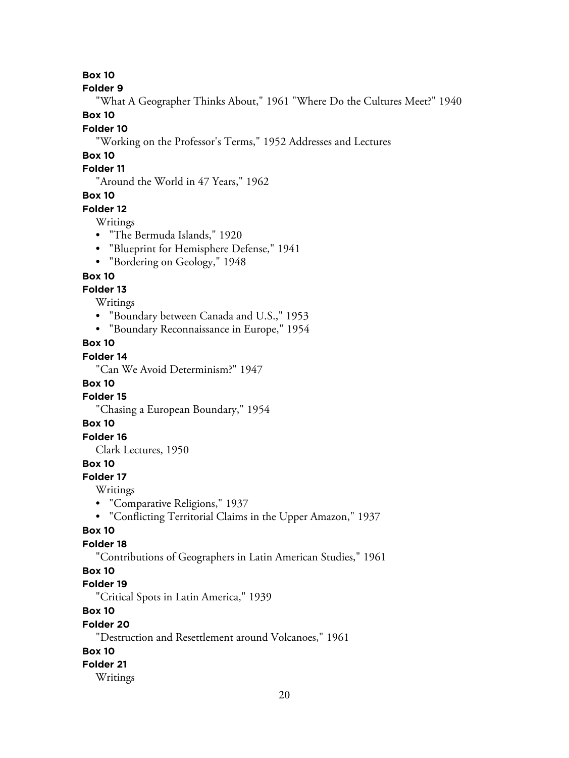**Box 10**

**Folder 9**

"What A Geographer Thinks About," 1961 "Where Do the Cultures Meet?" 1940

**Box 10**

**Folder 10**

"Working on the Professor's Terms," 1952 Addresses and Lectures

**Box 10**

**Folder 11**

"Around the World in 47 Years," 1962

**Box 10**

**Folder 12**

Writings

- "The Bermuda Islands," 1920
- "Blueprint for Hemisphere Defense," 1941
- "Bordering on Geology," 1948

**Box 10**

**Folder 13**

Writings

- "Boundary between Canada and U.S.," 1953
- "Boundary Reconnaissance in Europe," 1954

**Box 10**

**Folder 14**

"Can We Avoid Determinism?" 1947

**Box 10**

**Folder 15**

"Chasing a European Boundary," 1954

**Box 10**

**Folder 16**

Clark Lectures, 1950

**Box 10**

**Folder 17**

Writings

- "Comparative Religions," 1937
- "Conflicting Territorial Claims in the Upper Amazon," 1937

**Box 10**

**Folder 18**

"Contributions of Geographers in Latin American Studies," 1961

**Box 10**

**Folder 19**

"Critical Spots in Latin America," 1939

**Box 10**

**Folder 20**

"Destruction and Resettlement around Volcanoes," 1961

**Box 10**

**Folder 21**

Writings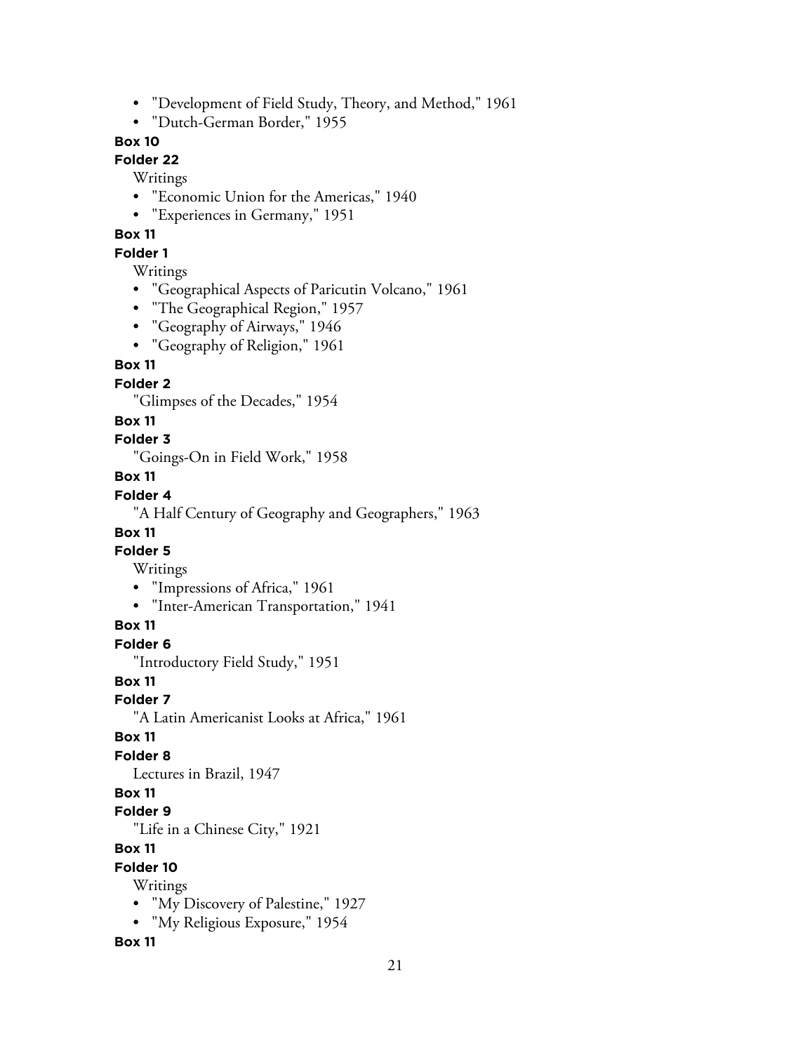- "Development of Field Study, Theory, and Method," 1961
- "Dutch-German Border," 1955

**Box 10**

**Folder 22**

Writings

- "Economic Union for the Americas," 1940
- "Experiences in Germany," 1951

**Box 11**

**Folder 1**

Writings

- "Geographical Aspects of Paricutin Volcano," 1961
- "The Geographical Region," 1957
- "Geography of Airways," 1946
- "Geography of Religion," 1961

**Box 11**

**Folder 2**

"Glimpses of the Decades," 1954

**Box 11**

**Folder 3**

"Goings-On in Field Work," 1958

**Box 11**

**Folder 4**

"A Half Century of Geography and Geographers," 1963

**Box 11**

**Folder 5**

Writings

- "Impressions of Africa," 1961
- "Inter-American Transportation," 1941

**Box 11**

**Folder 6**

"Introductory Field Study," 1951

**Box 11**

**Folder 7**

"A Latin Americanist Looks at Africa," 1961

**Box 11**

**Folder 8**

Lectures in Brazil, 1947

**Box 11**

**Folder 9**

"Life in a Chinese City," 1921

**Box 11**

**Folder 10**

Writings

- "My Discovery of Palestine," 1927
- "My Religious Exposure," 1954

**Box 11**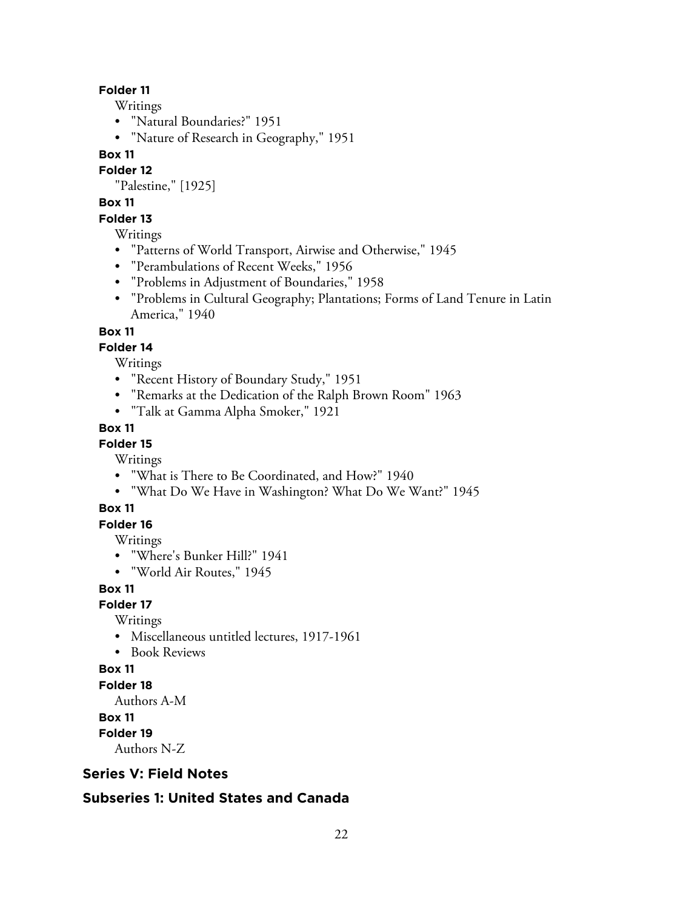**Folder 11**

Writings

- "Natural Boundaries?" 1951
- "Nature of Research in Geography," 1951

**Box 11**

**Folder 12**

"Palestine," [1925]

**Box 11**

**Folder 13**

Writings

- "Patterns of World Transport, Airwise and Otherwise," 1945
- "Perambulations of Recent Weeks," 1956
- "Problems in Adjustment of Boundaries," 1958
- "Problems in Cultural Geography; Plantations; Forms of Land Tenure in Latin America," 1940

**Box 11**

**Folder 14**

Writings

- "Recent History of Boundary Study," 1951
- "Remarks at the Dedication of the Ralph Brown Room" 1963
- "Talk at Gamma Alpha Smoker," 1921

**Box 11**

**Folder 15**

Writings

- "What is There to Be Coordinated, and How?" 1940
- "What Do We Have in Washington? What Do We Want?" 1945

**Box 11**

**Folder 16**

Writings

- "Where's Bunker Hill?" 1941
- "World Air Routes," 1945

**Box 11**

**Folder 17**

Writings

- Miscellaneous untitled lectures, 1917-1961
- Book Reviews

**Box 11**

**Folder 18**

Authors A-M

**Box 11**

**Folder 19**

Authors N-Z

## Series V: Field Notes

### Subseries 1: United States and Canada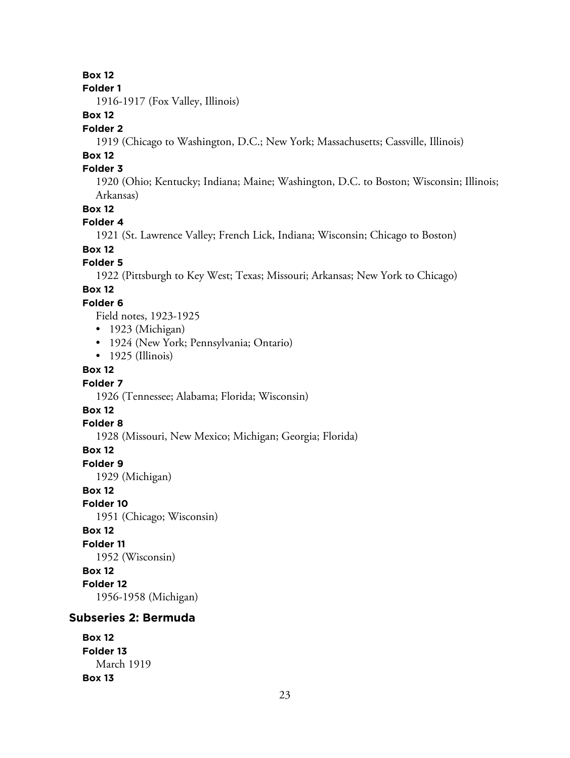**Box 12**

**Folder 1**

1916-1917 (Fox Valley, Illinois)

**Box 12**

**Folder 2**

1919 (Chicago to Washington, D.C.; New York; Massachusetts; Cassville, Illinois)

**Box 12**

**Folder 3**

1920 (Ohio; Kentucky; Indiana; Maine; Washington, D.C. to Boston; Wisconsin; Illinois; Arkansas)

**Box 12**

**Folder 4**

1921 (St. Lawrence Valley; French Lick, Indiana; Wisconsin; Chicago to Boston)

**Box 12**

**Folder 5**

1922 (Pittsburgh to Key West; Texas; Missouri; Arkansas; New York to Chicago)

**Box 12**

**Folder 6**

Field notes, 1923-1925

- 1923 (Michigan)
- 1924 (New York; Pennsylvania; Ontario)
- 1925 (Illinois)

**Box 12**

**Folder 7**

1926 (Tennessee; Alabama; Florida; Wisconsin)

**Box 12**

**Folder 8**

1928 (Missouri, New Mexico; Michigan; Georgia; Florida)

**Box 12**

**Folder 9**

1929 (Michigan)

**Box 12**

**Folder 10**

1951 (Chicago; Wisconsin)

**Box 12**

**Folder 11**

1952 (Wisconsin)

**Box 12**

**Folder 12**

1956-1958 (Michigan)

## Subseries 2: Bermuda

**Box 12**

**Folder 13**

March 1919

**Box 13**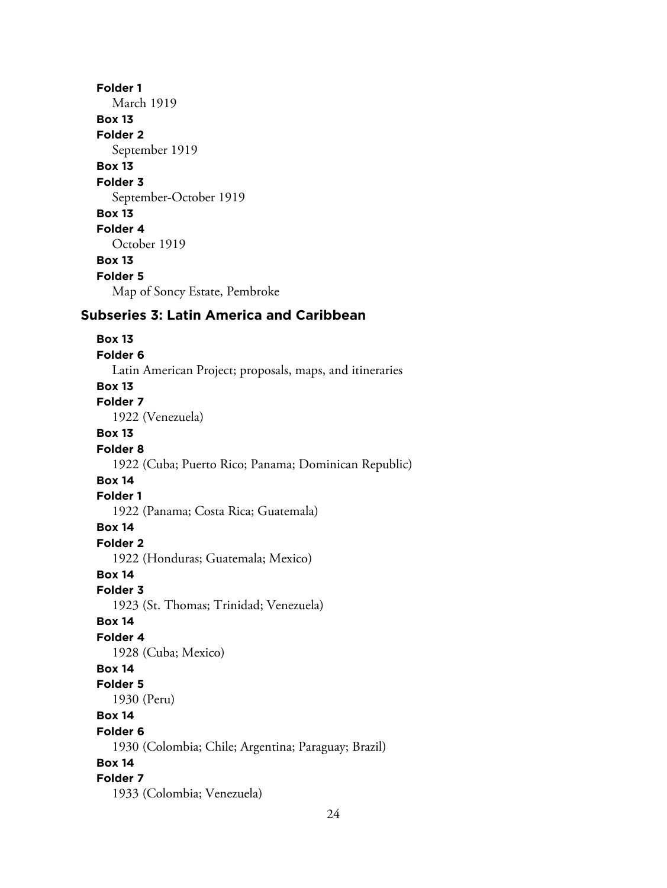**Folder 1**
March 1919

**Box 13**
**Folder 2**
September 1919

**Box 13**
**Folder 3**
September-October 1919

**Box 13**
**Folder 4**
October 1919

**Box 13**
**Folder 5**
Map of Soncy Estate, Pembroke

### Subseries 3: Latin America and Caribbean

**Box 13**
**Folder 6**
Latin American Project; proposals, maps, and itineraries

**Box 13**
**Folder 7**
1922 (Venezuela)

**Box 13**
**Folder 8**
1922 (Cuba; Puerto Rico; Panama; Dominican Republic)

**Box 14**
**Folder 1**
1922 (Panama; Costa Rica; Guatemala)

**Box 14**
**Folder 2**
1922 (Honduras; Guatemala; Mexico)

**Box 14**
**Folder 3**
1923 (St. Thomas; Trinidad; Venezuela)

**Box 14**
**Folder 4**
1928 (Cuba; Mexico)

**Box 14**
**Folder 5**
1930 (Peru)

**Box 14**
**Folder 6**
1930 (Colombia; Chile; Argentina; Paraguay; Brazil)

**Box 14**
**Folder 7**
1933 (Colombia; Venezuela)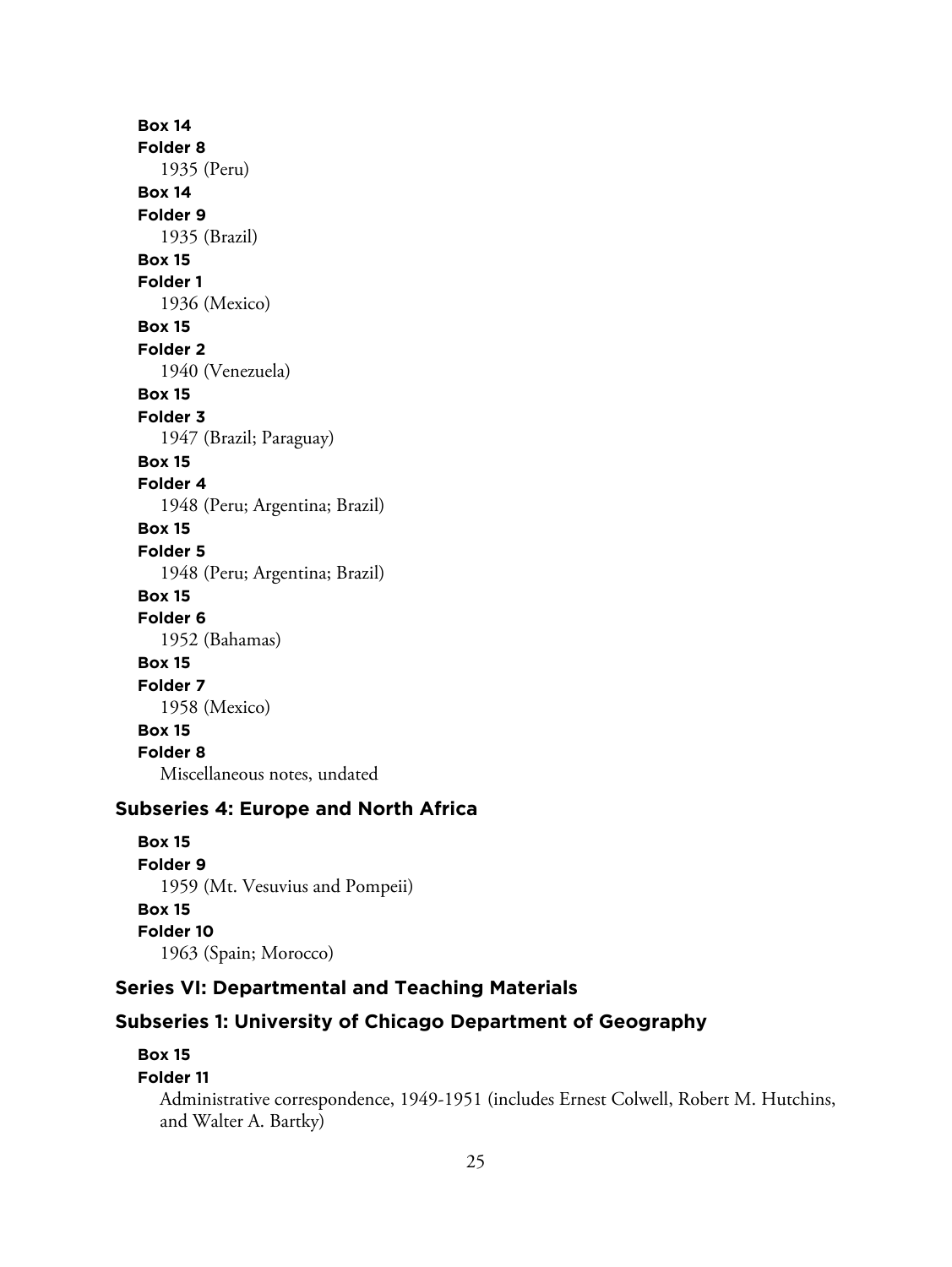**Box 14**
**Folder 8**
1935 (Peru)

**Box 14**
**Folder 9**
1935 (Brazil)

**Box 15**
**Folder 1**
1936 (Mexico)

**Box 15**
**Folder 2**
1940 (Venezuela)

**Box 15**
**Folder 3**
1947 (Brazil; Paraguay)

**Box 15**
**Folder 4**
1948 (Peru; Argentina; Brazil)

**Box 15**
**Folder 5**
1948 (Peru; Argentina; Brazil)

**Box 15**
**Folder 6**
1952 (Bahamas)

**Box 15**
**Folder 7**
1958 (Mexico)

**Box 15**
**Folder 8**
Miscellaneous notes, undated

### Subseries 4: Europe and North Africa

**Box 15**
**Folder 9**
1959 (Mt. Vesuvius and Pompeii)

**Box 15**
**Folder 10**
1963 (Spain; Morocco)

## Series VI: Departmental and Teaching Materials

### Subseries 1: University of Chicago Department of Geography

**Box 15**
**Folder 11**
Administrative correspondence, 1949-1951 (includes Ernest Colwell, Robert M. Hutchins, and Walter A. Bartky)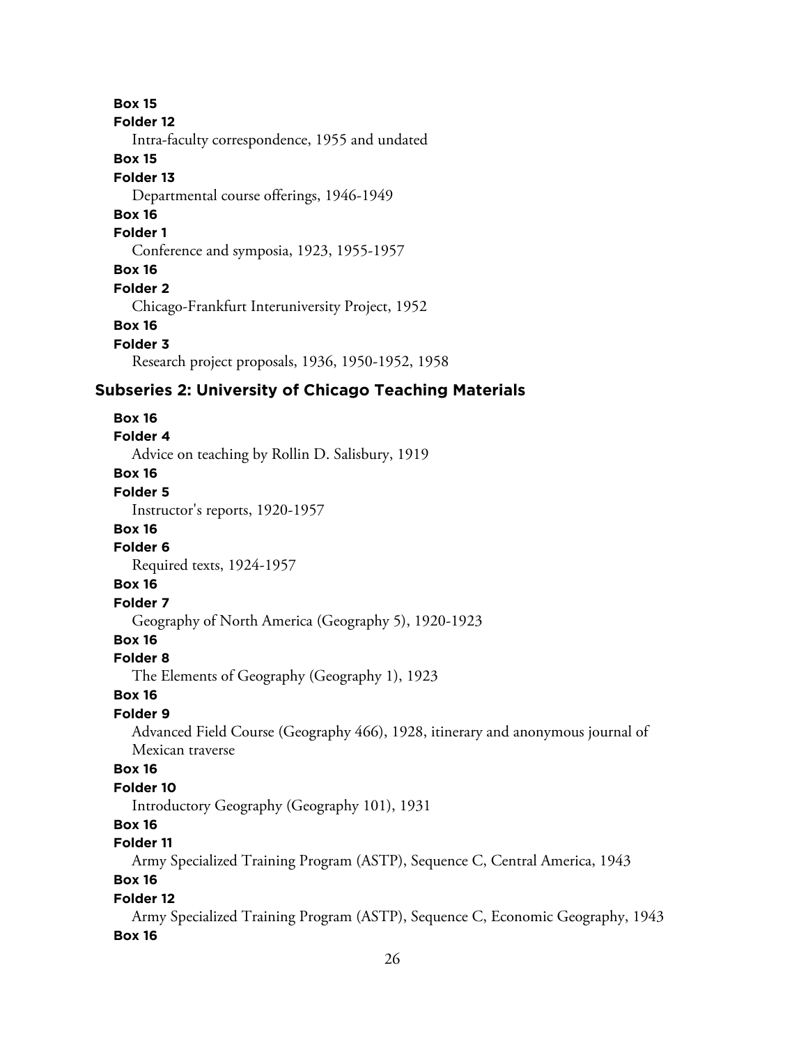**Box 15**

**Folder 12**

Intra-faculty correspondence, 1955 and undated

**Box 15**

**Folder 13**

Departmental course offerings, 1946-1949

**Box 16**

**Folder 1**

Conference and symposia, 1923, 1955-1957

**Box 16**

**Folder 2**

Chicago-Frankfurt Interuniversity Project, 1952

**Box 16**

**Folder 3**

Research project proposals, 1936, 1950-1952, 1958

## Subseries 2: University of Chicago Teaching Materials

**Box 16**

**Folder 4**

Advice on teaching by Rollin D. Salisbury, 1919

**Box 16**

**Folder 5**

Instructor's reports, 1920-1957

**Box 16**

**Folder 6**

Required texts, 1924-1957

**Box 16**

**Folder 7**

Geography of North America (Geography 5), 1920-1923

**Box 16**

**Folder 8**

The Elements of Geography (Geography 1), 1923

**Box 16**

**Folder 9**

Advanced Field Course (Geography 466), 1928, itinerary and anonymous journal of Mexican traverse

**Box 16**

**Folder 10**

Introductory Geography (Geography 101), 1931

**Box 16**

**Folder 11**

Army Specialized Training Program (ASTP), Sequence C, Central America, 1943

**Box 16**

**Folder 12**

Army Specialized Training Program (ASTP), Sequence C, Economic Geography, 1943

**Box 16**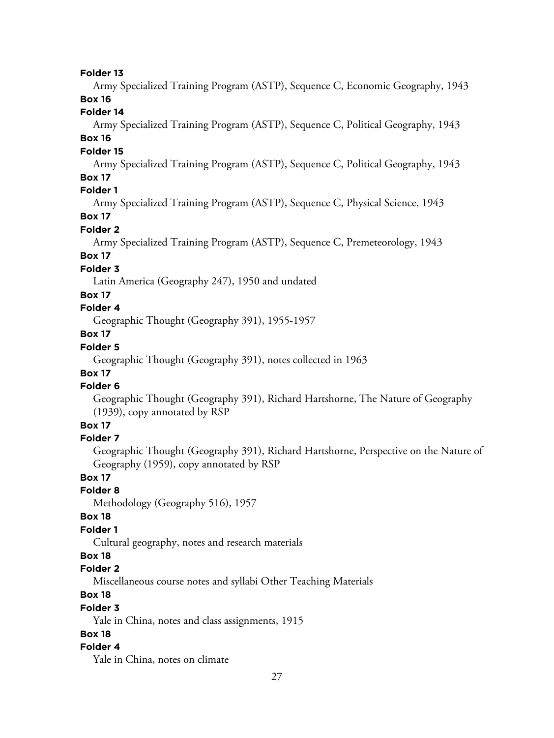**Folder 13**

Army Specialized Training Program (ASTP), Sequence C, Economic Geography, 1943

**Box 16**

**Folder 14**

Army Specialized Training Program (ASTP), Sequence C, Political Geography, 1943

**Box 16**

**Folder 15**

Army Specialized Training Program (ASTP), Sequence C, Political Geography, 1943

**Box 17**

**Folder 1**

Army Specialized Training Program (ASTP), Sequence C, Physical Science, 1943

**Box 17**

**Folder 2**

Army Specialized Training Program (ASTP), Sequence C, Premeteorology, 1943

**Box 17**

**Folder 3**

Latin America (Geography 247), 1950 and undated

**Box 17**

**Folder 4**

Geographic Thought (Geography 391), 1955-1957

**Box 17**

**Folder 5**

Geographic Thought (Geography 391), notes collected in 1963

**Box 17**

**Folder 6**

Geographic Thought (Geography 391), Richard Hartshorne, The Nature of Geography (1939), copy annotated by RSP

**Box 17**

**Folder 7**

Geographic Thought (Geography 391), Richard Hartshorne, Perspective on the Nature of Geography (1959), copy annotated by RSP

**Box 17**

**Folder 8**

Methodology (Geography 516), 1957

**Box 18**

**Folder 1**

Cultural geography, notes and research materials

**Box 18**

**Folder 2**

Miscellaneous course notes and syllabi Other Teaching Materials

**Box 18**

**Folder 3**

Yale in China, notes and class assignments, 1915

**Box 18**

**Folder 4**

Yale in China, notes on climate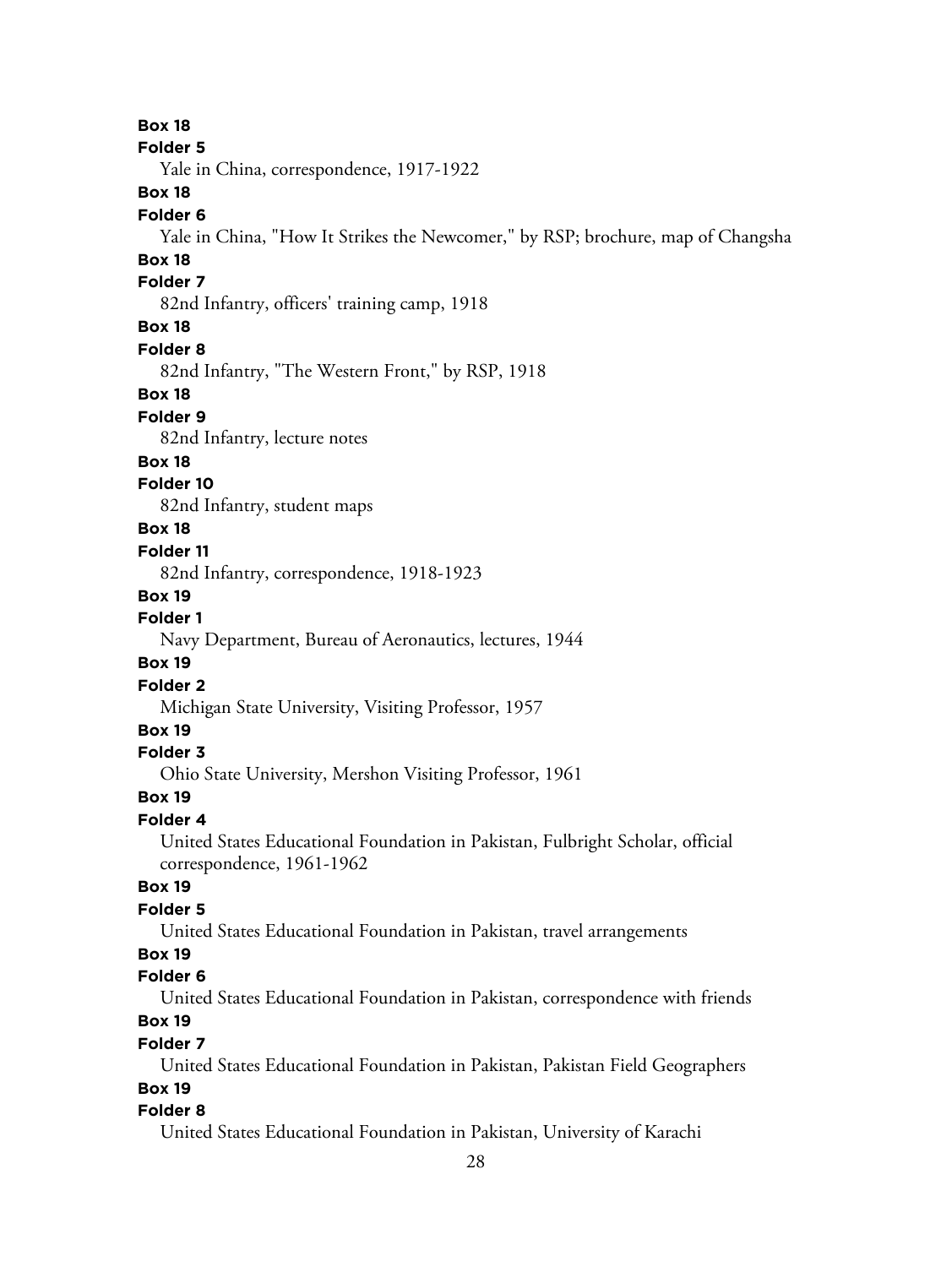**Box 18**
**Folder 5**
Yale in China, correspondence, 1917-1922

**Box 18**
**Folder 6**
Yale in China, "How It Strikes the Newcomer," by RSP; brochure, map of Changsha

**Box 18**
**Folder 7**
82nd Infantry, officers' training camp, 1918

**Box 18**
**Folder 8**
82nd Infantry, "The Western Front," by RSP, 1918

**Box 18**
**Folder 9**
82nd Infantry, lecture notes

**Box 18**
**Folder 10**
82nd Infantry, student maps

**Box 18**
**Folder 11**
82nd Infantry, correspondence, 1918-1923

**Box 19**
**Folder 1**
Navy Department, Bureau of Aeronautics, lectures, 1944

**Box 19**
**Folder 2**
Michigan State University, Visiting Professor, 1957

**Box 19**
**Folder 3**
Ohio State University, Mershon Visiting Professor, 1961

**Box 19**
**Folder 4**
United States Educational Foundation in Pakistan, Fulbright Scholar, official correspondence, 1961-1962

**Box 19**
**Folder 5**
United States Educational Foundation in Pakistan, travel arrangements

**Box 19**
**Folder 6**
United States Educational Foundation in Pakistan, correspondence with friends

**Box 19**
**Folder 7**
United States Educational Foundation in Pakistan, Pakistan Field Geographers

**Box 19**
**Folder 8**
United States Educational Foundation in Pakistan, University of Karachi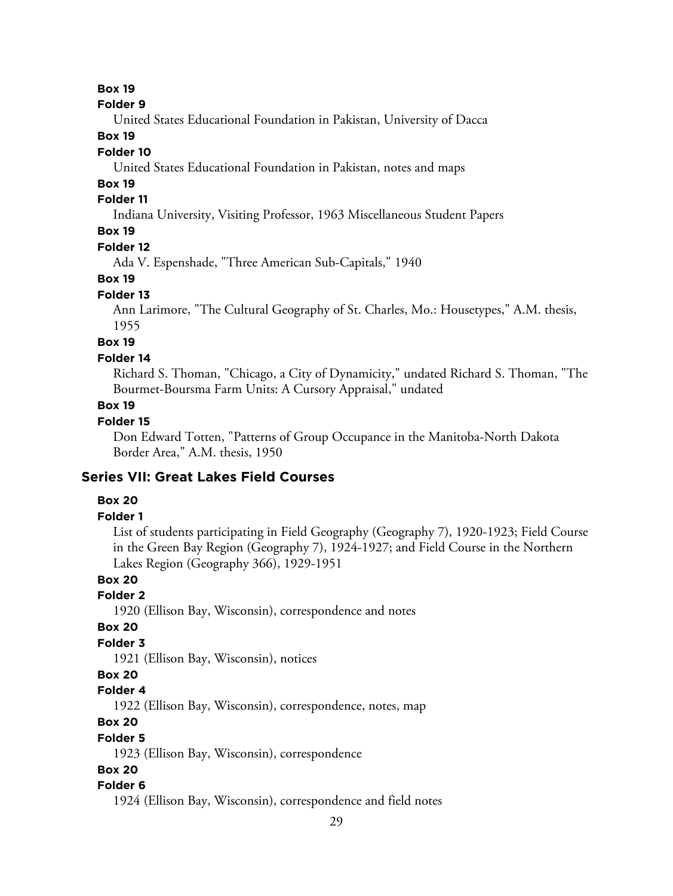**Box 19**

**Folder 9**

United States Educational Foundation in Pakistan, University of Dacca

**Box 19**

**Folder 10**

United States Educational Foundation in Pakistan, notes and maps

**Box 19**

**Folder 11**

Indiana University, Visiting Professor, 1963 Miscellaneous Student Papers

**Box 19**

**Folder 12**

Ada V. Espenshade, "Three American Sub-Capitals," 1940

**Box 19**

**Folder 13**

Ann Larimore, "The Cultural Geography of St. Charles, Mo.: Housetypes," A.M. thesis, 1955

**Box 19**

**Folder 14**

Richard S. Thoman, "Chicago, a City of Dynamicity," undated Richard S. Thoman, "The Bourmet-Boursma Farm Units: A Cursory Appraisal," undated

**Box 19**

**Folder 15**

Don Edward Totten, "Patterns of Group Occupance in the Manitoba-North Dakota Border Area," A.M. thesis, 1950

## Series VII: Great Lakes Field Courses

**Box 20**

**Folder 1**

List of students participating in Field Geography (Geography 7), 1920-1923; Field Course in the Green Bay Region (Geography 7), 1924-1927; and Field Course in the Northern Lakes Region (Geography 366), 1929-1951

**Box 20**

**Folder 2**

1920 (Ellison Bay, Wisconsin), correspondence and notes

**Box 20**

**Folder 3**

1921 (Ellison Bay, Wisconsin), notices

**Box 20**

**Folder 4**

1922 (Ellison Bay, Wisconsin), correspondence, notes, map

**Box 20**

**Folder 5**

1923 (Ellison Bay, Wisconsin), correspondence

**Box 20**

**Folder 6**

1924 (Ellison Bay, Wisconsin), correspondence and field notes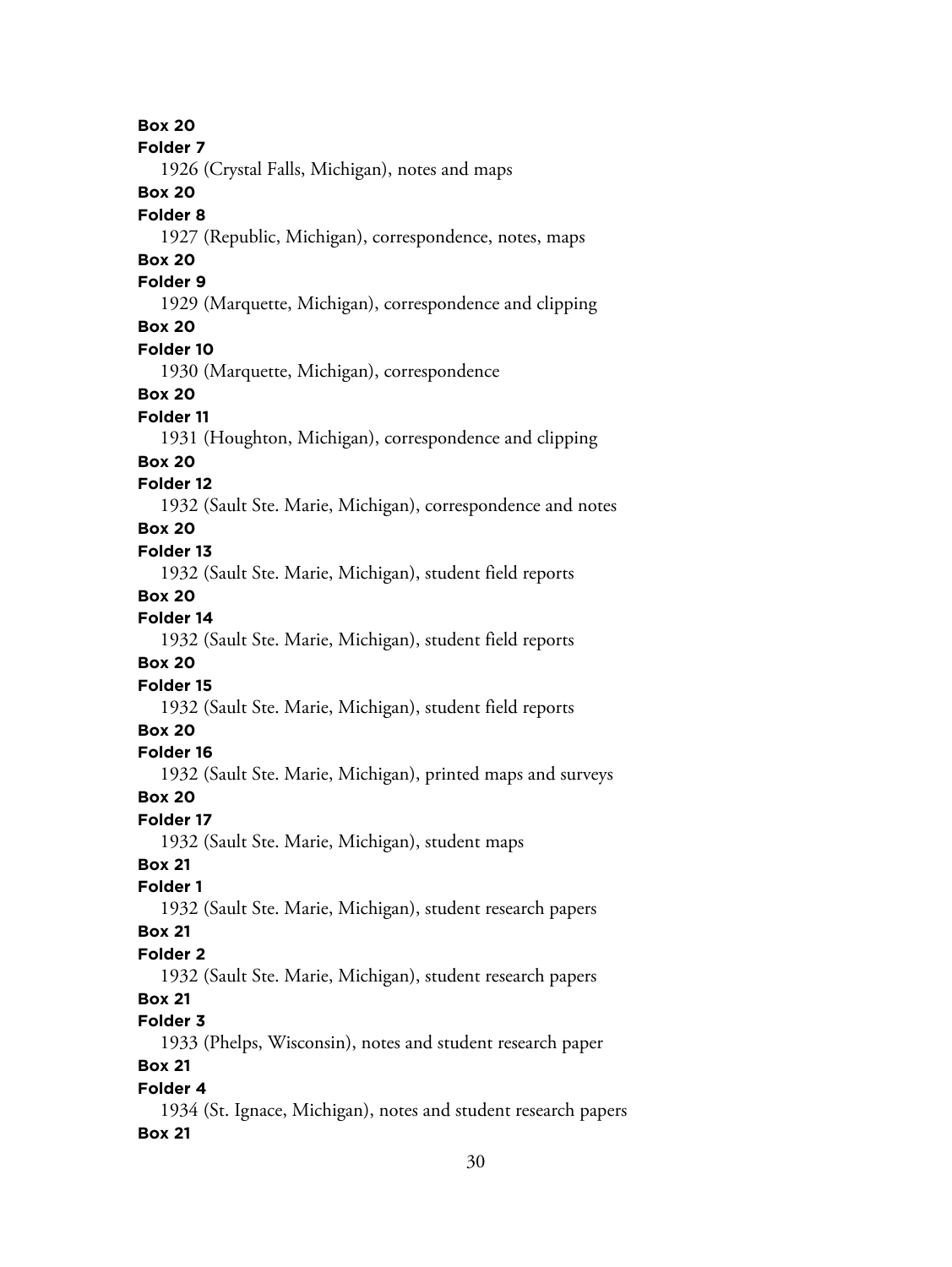**Box 20**
**Folder 7**
1926 (Crystal Falls, Michigan), notes and maps
**Box 20**
**Folder 8**
1927 (Republic, Michigan), correspondence, notes, maps
**Box 20**
**Folder 9**
1929 (Marquette, Michigan), correspondence and clipping
**Box 20**
**Folder 10**
1930 (Marquette, Michigan), correspondence
**Box 20**
**Folder 11**
1931 (Houghton, Michigan), correspondence and clipping
**Box 20**
**Folder 12**
1932 (Sault Ste. Marie, Michigan), correspondence and notes
**Box 20**
**Folder 13**
1932 (Sault Ste. Marie, Michigan), student field reports
**Box 20**
**Folder 14**
1932 (Sault Ste. Marie, Michigan), student field reports
**Box 20**
**Folder 15**
1932 (Sault Ste. Marie, Michigan), student field reports
**Box 20**
**Folder 16**
1932 (Sault Ste. Marie, Michigan), printed maps and surveys
**Box 20**
**Folder 17**
1932 (Sault Ste. Marie, Michigan), student maps
**Box 21**
**Folder 1**
1932 (Sault Ste. Marie, Michigan), student research papers
**Box 21**
**Folder 2**
1932 (Sault Ste. Marie, Michigan), student research papers
**Box 21**
**Folder 3**
1933 (Phelps, Wisconsin), notes and student research paper
**Box 21**
**Folder 4**
1934 (St. Ignace, Michigan), notes and student research papers
**Box 21**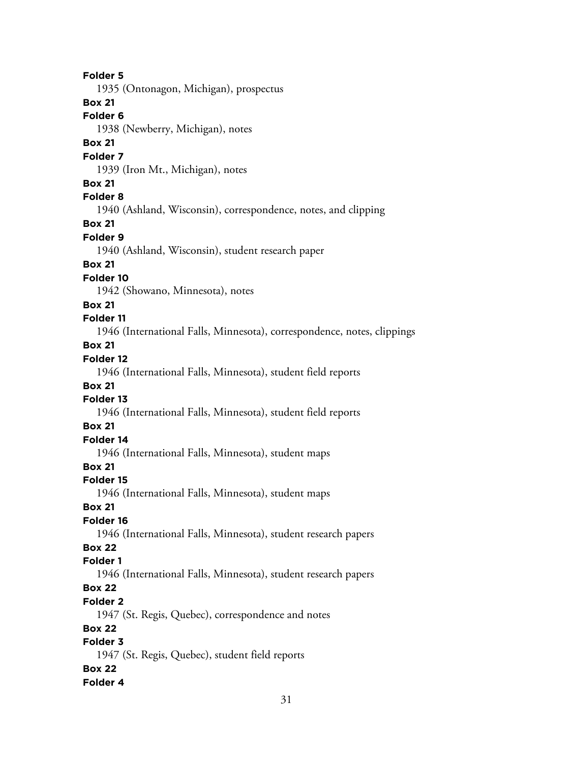**Folder 5**

1935 (Ontonagon, Michigan), prospectus

**Box 21**

**Folder 6**

1938 (Newberry, Michigan), notes

**Box 21**

**Folder 7**

1939 (Iron Mt., Michigan), notes

**Box 21**

**Folder 8**

1940 (Ashland, Wisconsin), correspondence, notes, and clipping

**Box 21**

**Folder 9**

1940 (Ashland, Wisconsin), student research paper

**Box 21**

**Folder 10**

1942 (Showano, Minnesota), notes

**Box 21**

**Folder 11**

1946 (International Falls, Minnesota), correspondence, notes, clippings

**Box 21**

**Folder 12**

1946 (International Falls, Minnesota), student field reports

**Box 21**

**Folder 13**

1946 (International Falls, Minnesota), student field reports

**Box 21**

**Folder 14**

1946 (International Falls, Minnesota), student maps

**Box 21**

**Folder 15**

1946 (International Falls, Minnesota), student maps

**Box 21**

**Folder 16**

1946 (International Falls, Minnesota), student research papers

**Box 22**

**Folder 1**

1946 (International Falls, Minnesota), student research papers

**Box 22**

**Folder 2**

1947 (St. Regis, Quebec), correspondence and notes

**Box 22**

**Folder 3**

1947 (St. Regis, Quebec), student field reports

**Box 22**

**Folder 4**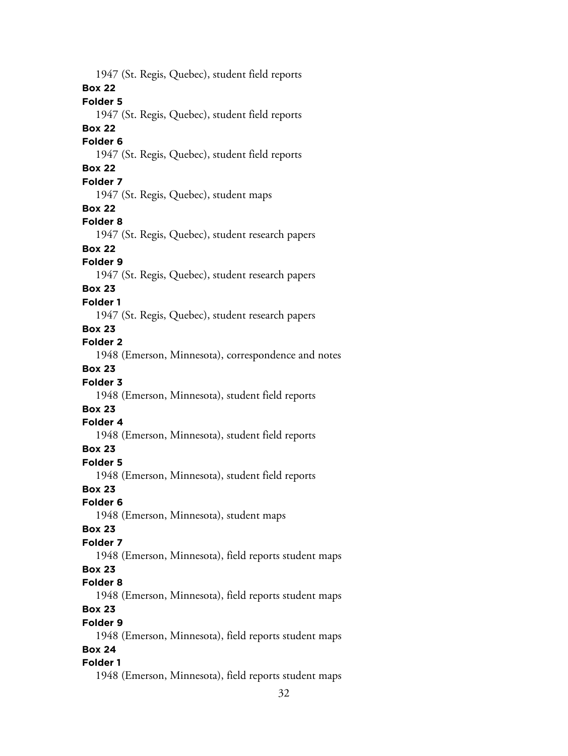1947 (St. Regis, Quebec), student field reports

**Box 22**

**Folder 5**

1947 (St. Regis, Quebec), student field reports

**Box 22**

**Folder 6**

1947 (St. Regis, Quebec), student field reports

**Box 22**

**Folder 7**

1947 (St. Regis, Quebec), student maps

**Box 22**

**Folder 8**

1947 (St. Regis, Quebec), student research papers

**Box 22**

**Folder 9**

1947 (St. Regis, Quebec), student research papers

**Box 23**

**Folder 1**

1947 (St. Regis, Quebec), student research papers

**Box 23**

**Folder 2**

1948 (Emerson, Minnesota), correspondence and notes

**Box 23**

**Folder 3**

1948 (Emerson, Minnesota), student field reports

**Box 23**

**Folder 4**

1948 (Emerson, Minnesota), student field reports

**Box 23**

**Folder 5**

1948 (Emerson, Minnesota), student field reports

**Box 23**

**Folder 6**

1948 (Emerson, Minnesota), student maps

**Box 23**

**Folder 7**

1948 (Emerson, Minnesota), field reports student maps

**Box 23**

**Folder 8**

1948 (Emerson, Minnesota), field reports student maps

**Box 23**

**Folder 9**

1948 (Emerson, Minnesota), field reports student maps

**Box 24**

**Folder 1**

1948 (Emerson, Minnesota), field reports student maps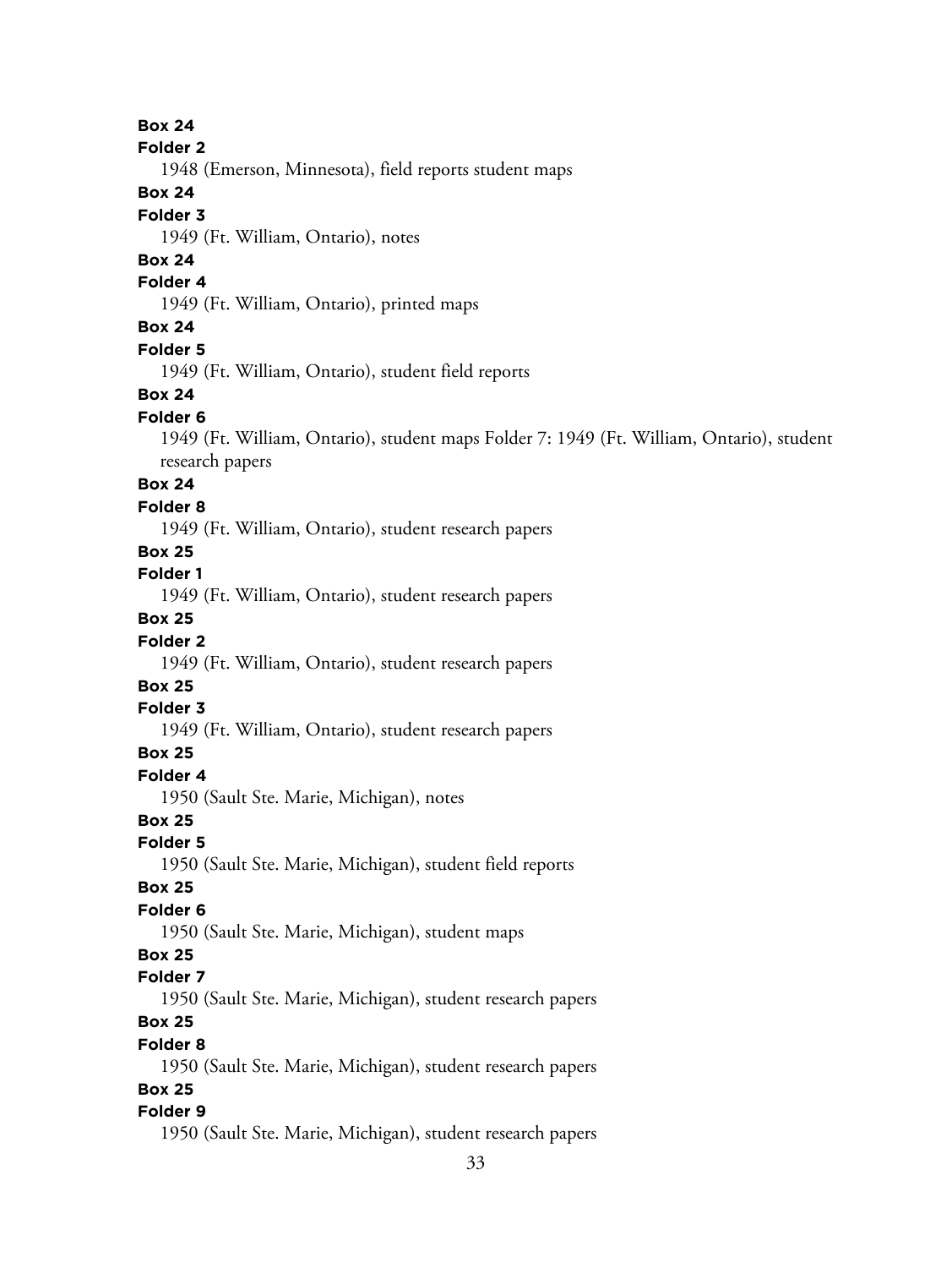**Box 24**
**Folder 2**
1948 (Emerson, Minnesota), field reports student maps

**Box 24**
**Folder 3**
1949 (Ft. William, Ontario), notes

**Box 24**
**Folder 4**
1949 (Ft. William, Ontario), printed maps

**Box 24**
**Folder 5**
1949 (Ft. William, Ontario), student field reports

**Box 24**
**Folder 6**
1949 (Ft. William, Ontario), student maps Folder 7: 1949 (Ft. William, Ontario), student research papers

**Box 24**
**Folder 8**
1949 (Ft. William, Ontario), student research papers

**Box 25**
**Folder 1**
1949 (Ft. William, Ontario), student research papers

**Box 25**
**Folder 2**
1949 (Ft. William, Ontario), student research papers

**Box 25**
**Folder 3**
1949 (Ft. William, Ontario), student research papers

**Box 25**
**Folder 4**
1950 (Sault Ste. Marie, Michigan), notes

**Box 25**
**Folder 5**
1950 (Sault Ste. Marie, Michigan), student field reports

**Box 25**
**Folder 6**
1950 (Sault Ste. Marie, Michigan), student maps

**Box 25**
**Folder 7**
1950 (Sault Ste. Marie, Michigan), student research papers

**Box 25**
**Folder 8**
1950 (Sault Ste. Marie, Michigan), student research papers

**Box 25**
**Folder 9**
1950 (Sault Ste. Marie, Michigan), student research papers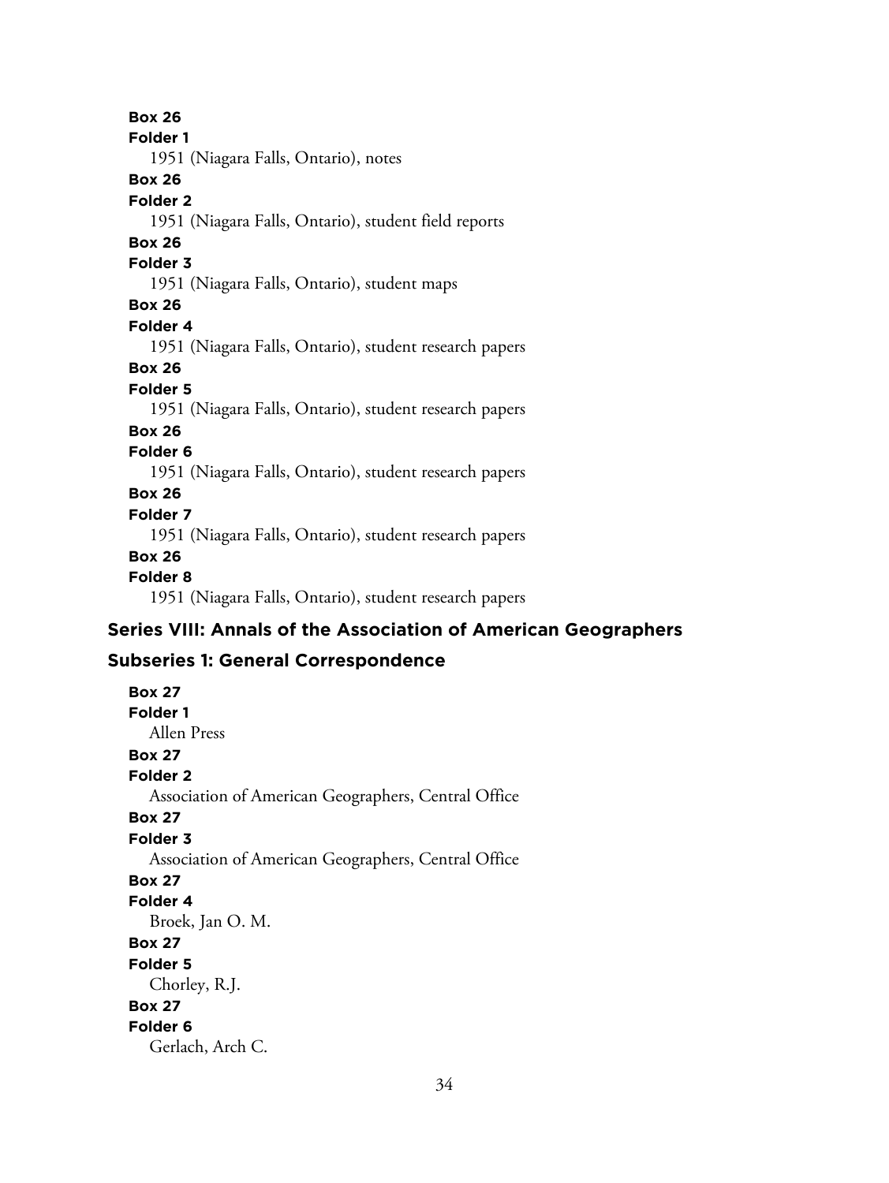**Box 26**
**Folder 1**
1951 (Niagara Falls, Ontario), notes
**Box 26**
**Folder 2**
1951 (Niagara Falls, Ontario), student field reports
**Box 26**
**Folder 3**
1951 (Niagara Falls, Ontario), student maps
**Box 26**
**Folder 4**
1951 (Niagara Falls, Ontario), student research papers
**Box 26**
**Folder 5**
1951 (Niagara Falls, Ontario), student research papers
**Box 26**
**Folder 6**
1951 (Niagara Falls, Ontario), student research papers
**Box 26**
**Folder 7**
1951 (Niagara Falls, Ontario), student research papers
**Box 26**
**Folder 8**
1951 (Niagara Falls, Ontario), student research papers

## Series VIII: Annals of the Association of American Geographers

### Subseries 1: General Correspondence

**Box 27**
**Folder 1**
Allen Press
**Box 27**
**Folder 2**
Association of American Geographers, Central Office
**Box 27**
**Folder 3**
Association of American Geographers, Central Office
**Box 27**
**Folder 4**
Broek, Jan O. M.
**Box 27**
**Folder 5**
Chorley, R.J.
**Box 27**
**Folder 6**
Gerlach, Arch C.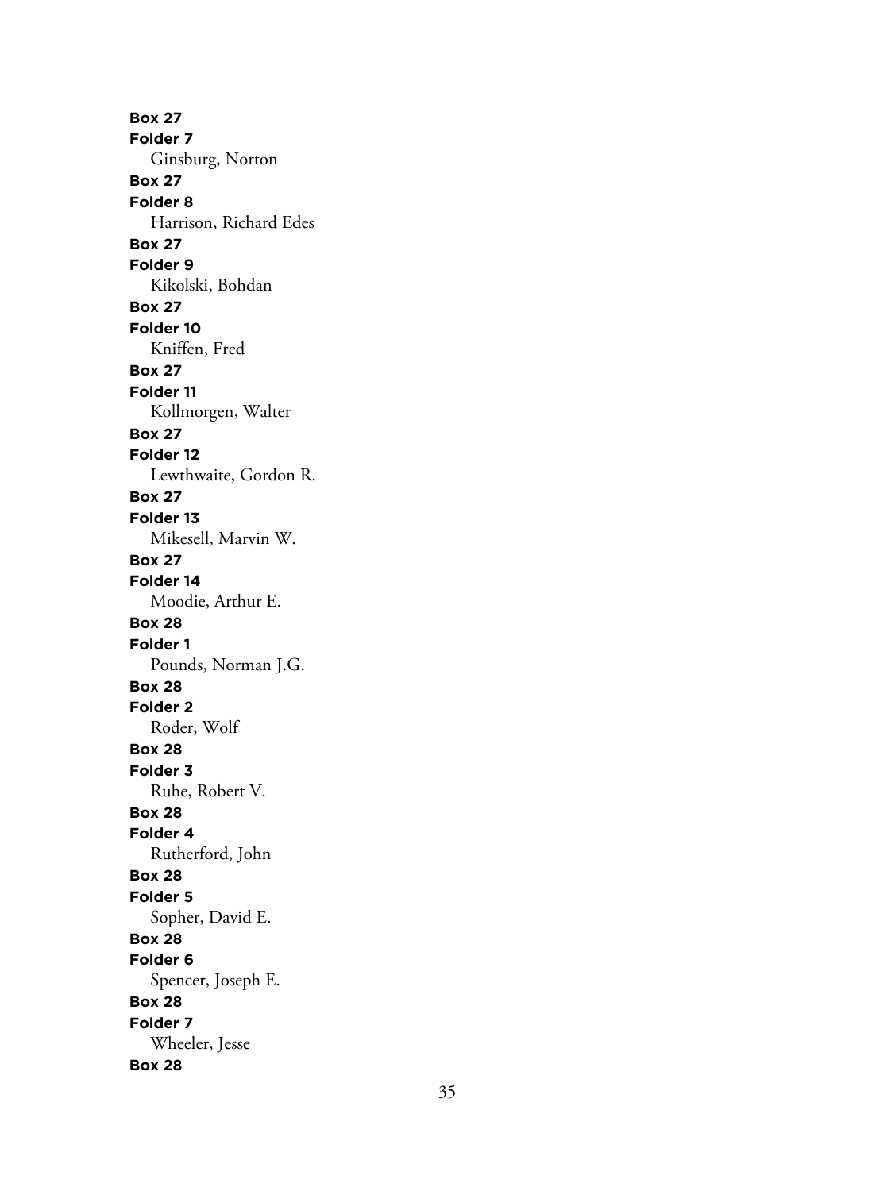**Box 27**
**Folder 7**
Ginsburg, Norton
**Box 27**
**Folder 8**
Harrison, Richard Edes
**Box 27**
**Folder 9**
Kikolski, Bohdan
**Box 27**
**Folder 10**
Kniffen, Fred
**Box 27**
**Folder 11**
Kollmorgen, Walter
**Box 27**
**Folder 12**
Lewthwaite, Gordon R.
**Box 27**
**Folder 13**
Mikesell, Marvin W.
**Box 27**
**Folder 14**
Moodie, Arthur E.
**Box 28**
**Folder 1**
Pounds, Norman J.G.
**Box 28**
**Folder 2**
Roder, Wolf
**Box 28**
**Folder 3**
Ruhe, Robert V.
**Box 28**
**Folder 4**
Rutherford, John
**Box 28**
**Folder 5**
Sopher, David E.
**Box 28**
**Folder 6**
Spencer, Joseph E.
**Box 28**
**Folder 7**
Wheeler, Jesse
**Box 28**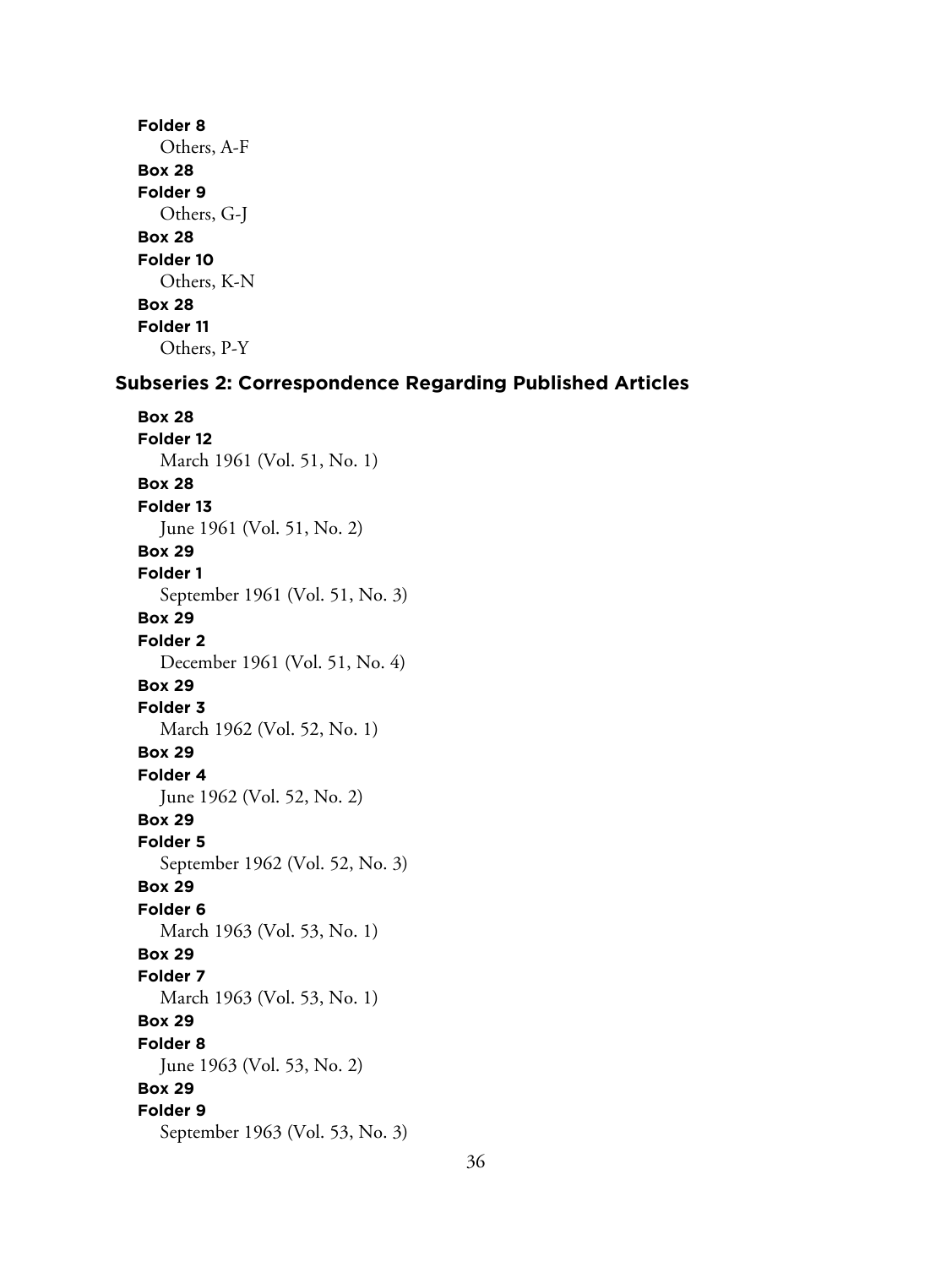**Folder 8**
Others, A-F

**Box 28**
**Folder 9**
Others, G-J

**Box 28**
**Folder 10**
Others, K-N

**Box 28**
**Folder 11**
Others, P-Y

### Subseries 2: Correspondence Regarding Published Articles

**Box 28**
**Folder 12**
March 1961 (Vol. 51, No. 1)

**Box 28**
**Folder 13**
June 1961 (Vol. 51, No. 2)

**Box 29**
**Folder 1**
September 1961 (Vol. 51, No. 3)

**Box 29**
**Folder 2**
December 1961 (Vol. 51, No. 4)

**Box 29**
**Folder 3**
March 1962 (Vol. 52, No. 1)

**Box 29**
**Folder 4**
June 1962 (Vol. 52, No. 2)

**Box 29**
**Folder 5**
September 1962 (Vol. 52, No. 3)

**Box 29**
**Folder 6**
March 1963 (Vol. 53, No. 1)

**Box 29**
**Folder 7**
March 1963 (Vol. 53, No. 1)

**Box 29**
**Folder 8**
June 1963 (Vol. 53, No. 2)

**Box 29**
**Folder 9**
September 1963 (Vol. 53, No. 3)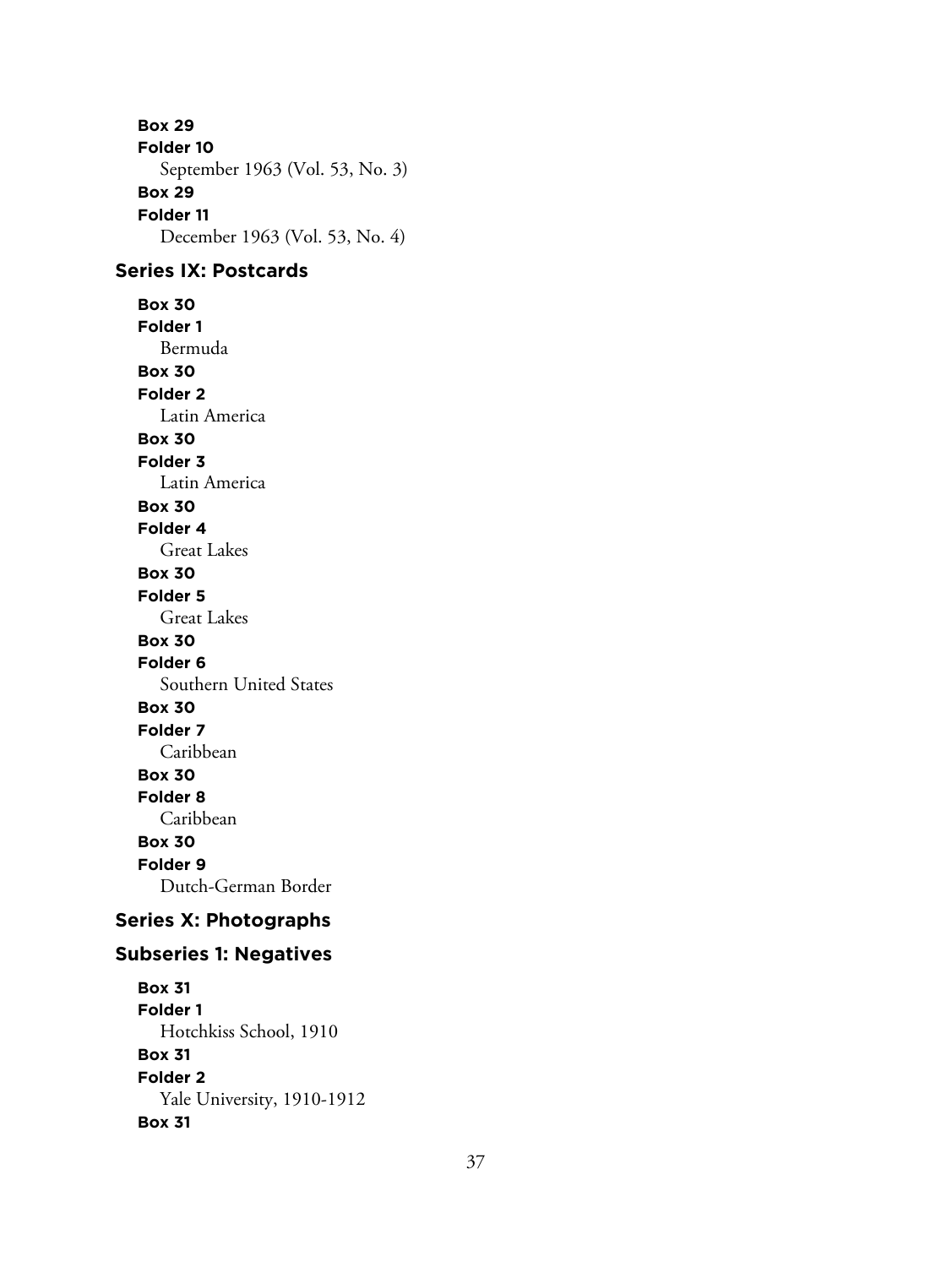**Box 29**
**Folder 10**
September 1963 (Vol. 53, No. 3)
**Box 29**
**Folder 11**
December 1963 (Vol. 53, No. 4)

## Series IX: Postcards

**Box 30**
**Folder 1**
Bermuda
**Box 30**
**Folder 2**
Latin America
**Box 30**
**Folder 3**
Latin America
**Box 30**
**Folder 4**
Great Lakes
**Box 30**
**Folder 5**
Great Lakes
**Box 30**
**Folder 6**
Southern United States
**Box 30**
**Folder 7**
Caribbean
**Box 30**
**Folder 8**
Caribbean
**Box 30**
**Folder 9**
Dutch-German Border

## Series X: Photographs

### Subseries 1: Negatives

**Box 31**
**Folder 1**
Hotchkiss School, 1910
**Box 31**
**Folder 2**
Yale University, 1910-1912
**Box 31**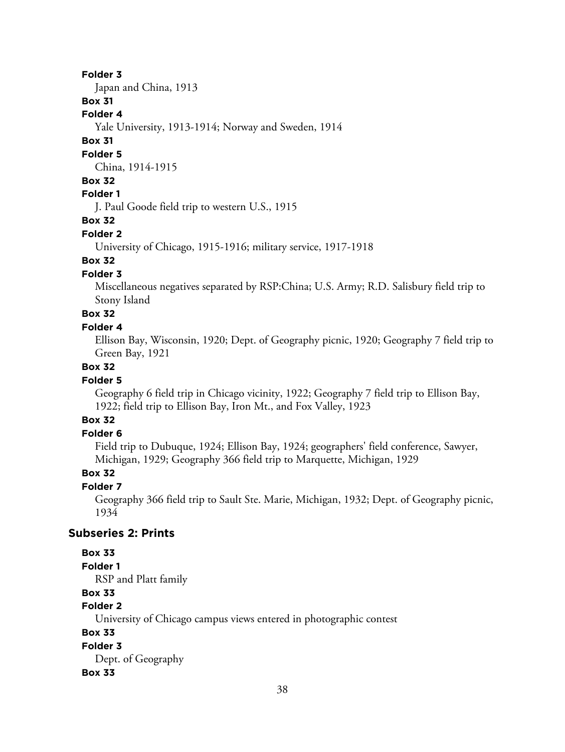**Folder 3**

Japan and China, 1913

**Box 31**

**Folder 4**

Yale University, 1913-1914; Norway and Sweden, 1914

**Box 31**

**Folder 5**

China, 1914-1915

**Box 32**

**Folder 1**

J. Paul Goode field trip to western U.S., 1915

**Box 32**

**Folder 2**

University of Chicago, 1915-1916; military service, 1917-1918

**Box 32**

**Folder 3**

Miscellaneous negatives separated by RSP:China; U.S. Army; R.D. Salisbury field trip to Stony Island

**Box 32**

**Folder 4**

Ellison Bay, Wisconsin, 1920; Dept. of Geography picnic, 1920; Geography 7 field trip to Green Bay, 1921

**Box 32**

**Folder 5**

Geography 6 field trip in Chicago vicinity, 1922; Geography 7 field trip to Ellison Bay, 1922; field trip to Ellison Bay, Iron Mt., and Fox Valley, 1923

**Box 32**

**Folder 6**

Field trip to Dubuque, 1924; Ellison Bay, 1924; geographers' field conference, Sawyer, Michigan, 1929; Geography 366 field trip to Marquette, Michigan, 1929

**Box 32**

**Folder 7**

Geography 366 field trip to Sault Ste. Marie, Michigan, 1932; Dept. of Geography picnic, 1934

### Subseries 2: Prints

**Box 33**

**Folder 1**

RSP and Platt family

**Box 33**

**Folder 2**

University of Chicago campus views entered in photographic contest

**Box 33**

**Folder 3**

Dept. of Geography

**Box 33**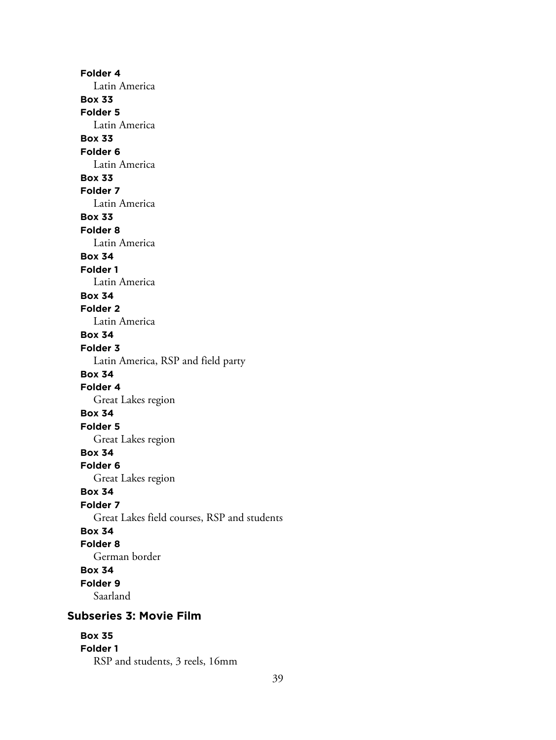**Folder 4**
Latin America

**Box 33**
**Folder 5**
Latin America

**Box 33**
**Folder 6**
Latin America

**Box 33**
**Folder 7**
Latin America

**Box 33**
**Folder 8**
Latin America

**Box 34**
**Folder 1**
Latin America

**Box 34**
**Folder 2**
Latin America

**Box 34**
**Folder 3**
Latin America, RSP and field party

**Box 34**
**Folder 4**
Great Lakes region

**Box 34**
**Folder 5**
Great Lakes region

**Box 34**
**Folder 6**
Great Lakes region

**Box 34**
**Folder 7**
Great Lakes field courses, RSP and students

**Box 34**
**Folder 8**
German border

**Box 34**
**Folder 9**
Saarland

### Subseries 3: Movie Film

**Box 35**
**Folder 1**
RSP and students, 3 reels, 16mm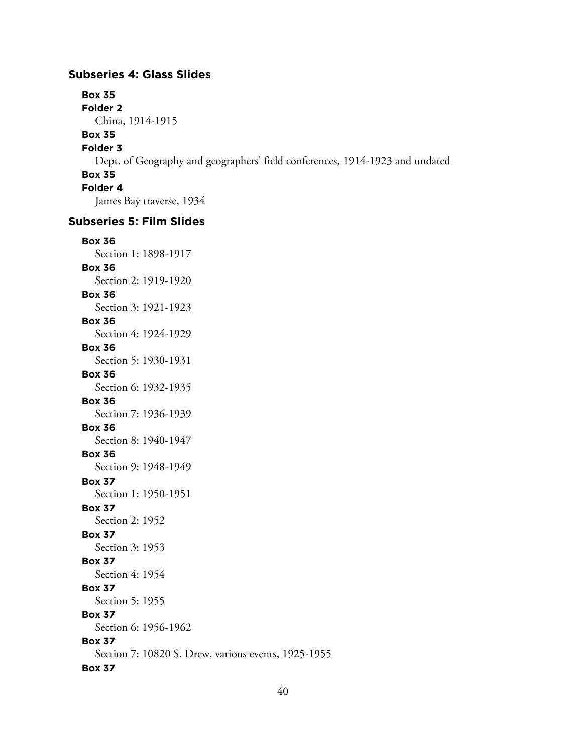### Subseries 4: Glass Slides

**Box 35**
**Folder 2**
China, 1914-1915

**Box 35**
**Folder 3**
Dept. of Geography and geographers' field conferences, 1914-1923 and undated

**Box 35**
**Folder 4**
James Bay traverse, 1934

### Subseries 5: Film Slides

**Box 36**
Section 1: 1898-1917

**Box 36**
Section 2: 1919-1920

**Box 36**
Section 3: 1921-1923

**Box 36**
Section 4: 1924-1929

**Box 36**
Section 5: 1930-1931

**Box 36**
Section 6: 1932-1935

**Box 36**
Section 7: 1936-1939

**Box 36**
Section 8: 1940-1947

**Box 36**
Section 9: 1948-1949

**Box 37**
Section 1: 1950-1951

**Box 37**
Section 2: 1952

**Box 37**
Section 3: 1953

**Box 37**
Section 4: 1954

**Box 37**
Section 5: 1955

**Box 37**
Section 6: 1956-1962

**Box 37**
Section 7: 10820 S. Drew, various events, 1925-1955

**Box 37**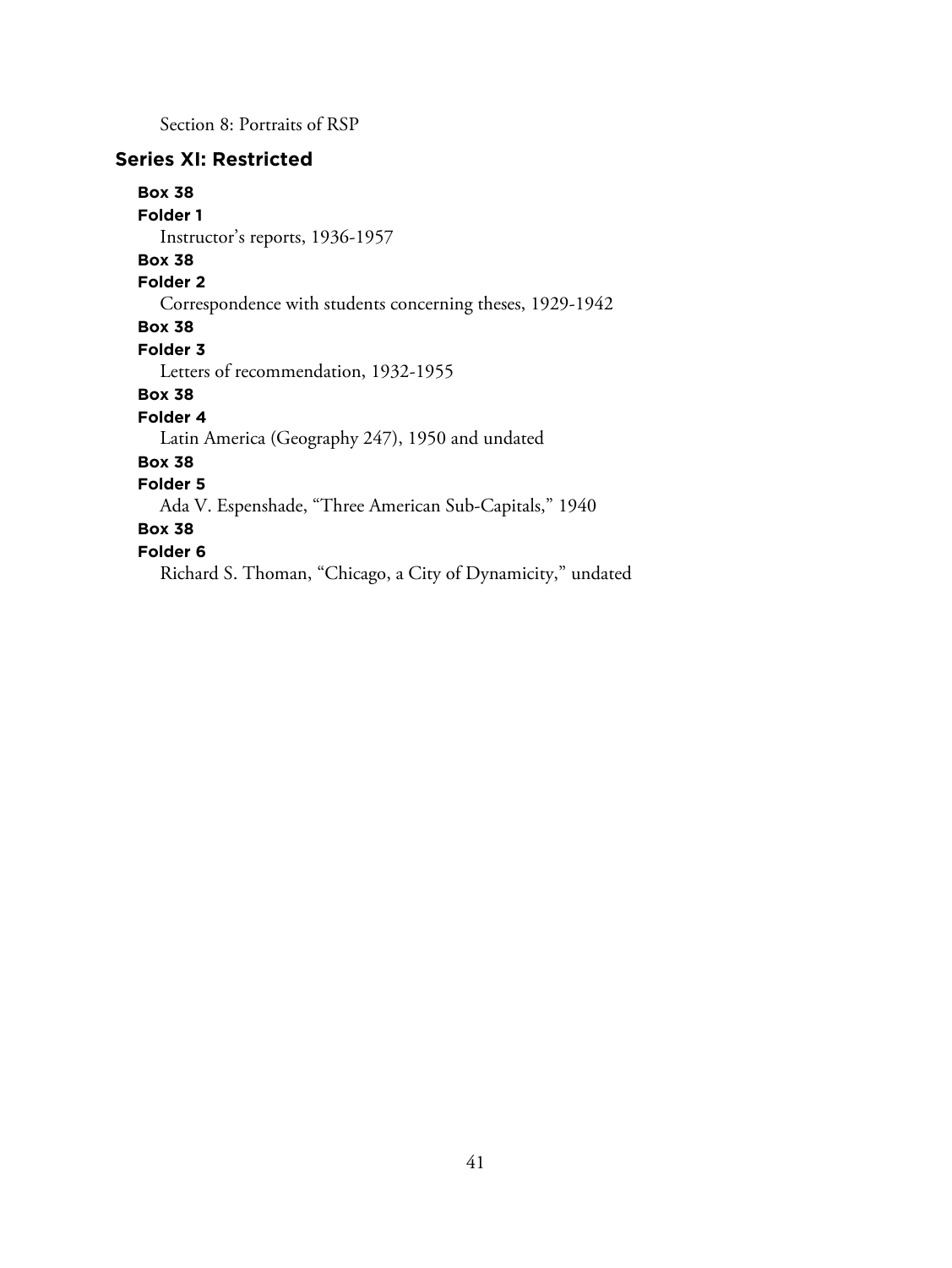Section 8: Portraits of RSP

## Series XI: Restricted

**Box 38**

**Folder 1**

Instructor's reports, 1936-1957

**Box 38**

**Folder 2**

Correspondence with students concerning theses, 1929-1942

**Box 38**

**Folder 3**

Letters of recommendation, 1932-1955

**Box 38**

**Folder 4**

Latin America (Geography 247), 1950 and undated

**Box 38**

**Folder 5**

Ada V. Espenshade, "Three American Sub-Capitals," 1940

**Box 38**

**Folder 6**

Richard S. Thoman, "Chicago, a City of Dynamicity," undated